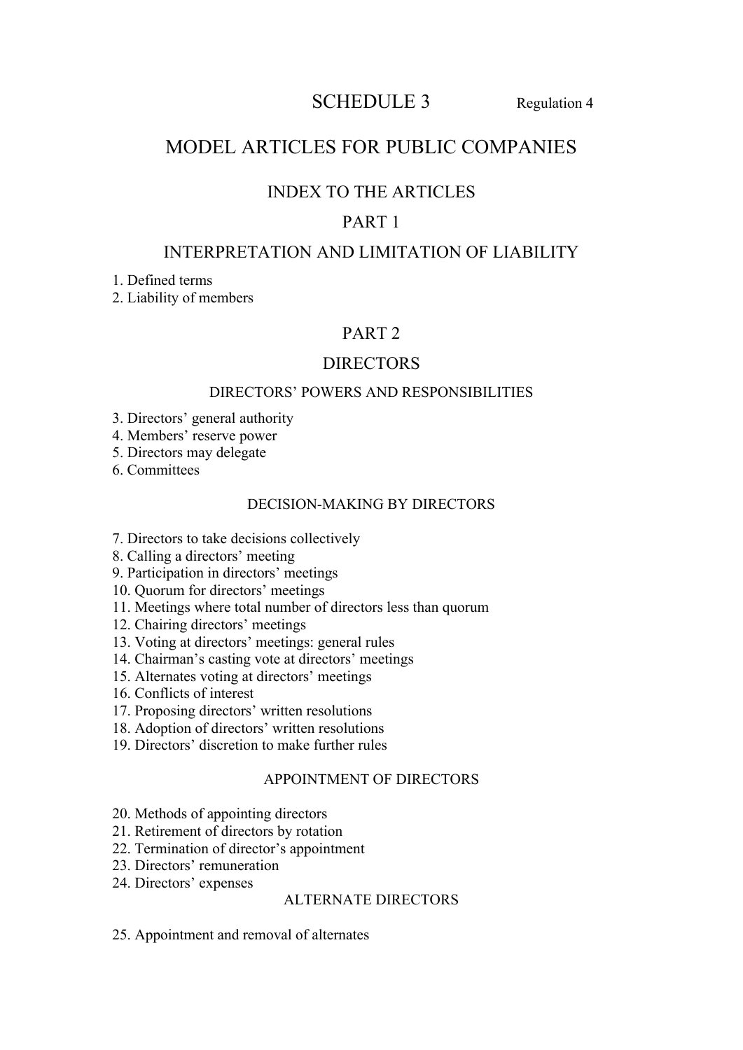# SCHEDULE 3

Regulation 4

# MODEL ARTICLES FOR PUBLIC COMPANIES

## INDEX TO THE ARTICLES

## PART 1

## INTERPRETATION AND LIMITATION OF LIABILITY

1. Defined terms
2. Liability of members

## PART 2

## DIRECTORS

### DIRECTORS' POWERS AND RESPONSIBILITIES

3. Directors' general authority
4. Members' reserve power
5. Directors may delegate
6. Committees

### DECISION-MAKING BY DIRECTORS

7. Directors to take decisions collectively
8. Calling a directors' meeting
9. Participation in directors' meetings
10. Quorum for directors' meetings
11. Meetings where total number of directors less than quorum
12. Chairing directors' meetings
13. Voting at directors' meetings: general rules
14. Chairman's casting vote at directors' meetings
15. Alternates voting at directors' meetings
16. Conflicts of interest
17. Proposing directors' written resolutions
18. Adoption of directors' written resolutions
19. Directors' discretion to make further rules

### APPOINTMENT OF DIRECTORS

20. Methods of appointing directors
21. Retirement of directors by rotation
22. Termination of director's appointment
23. Directors' remuneration
24. Directors' expenses

### ALTERNATE DIRECTORS

25. Appointment and removal of alternates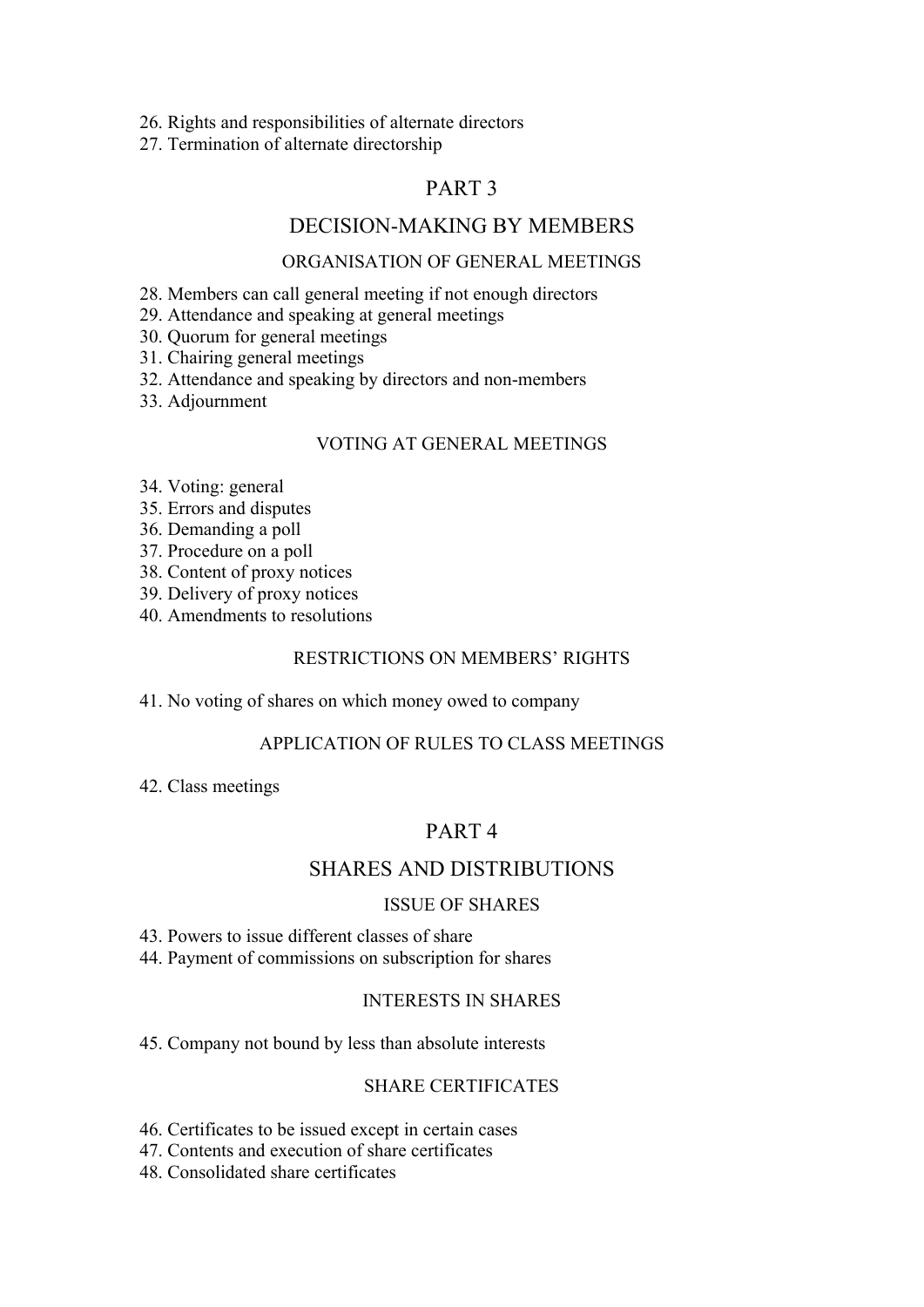26. Rights and responsibilities of alternate directors
27. Termination of alternate directorship

## PART 3

## DECISION-MAKING BY MEMBERS

### ORGANISATION OF GENERAL MEETINGS

28. Members can call general meeting if not enough directors
29. Attendance and speaking at general meetings
30. Quorum for general meetings
31. Chairing general meetings
32. Attendance and speaking by directors and non-members
33. Adjournment

### VOTING AT GENERAL MEETINGS

34. Voting: general
35. Errors and disputes
36. Demanding a poll
37. Procedure on a poll
38. Content of proxy notices
39. Delivery of proxy notices
40. Amendments to resolutions

### RESTRICTIONS ON MEMBERS' RIGHTS

41. No voting of shares on which money owed to company

### APPLICATION OF RULES TO CLASS MEETINGS

42. Class meetings

## PART 4

## SHARES AND DISTRIBUTIONS

### ISSUE OF SHARES

43. Powers to issue different classes of share
44. Payment of commissions on subscription for shares

### INTERESTS IN SHARES

45. Company not bound by less than absolute interests

### SHARE CERTIFICATES

46. Certificates to be issued except in certain cases
47. Contents and execution of share certificates
48. Consolidated share certificates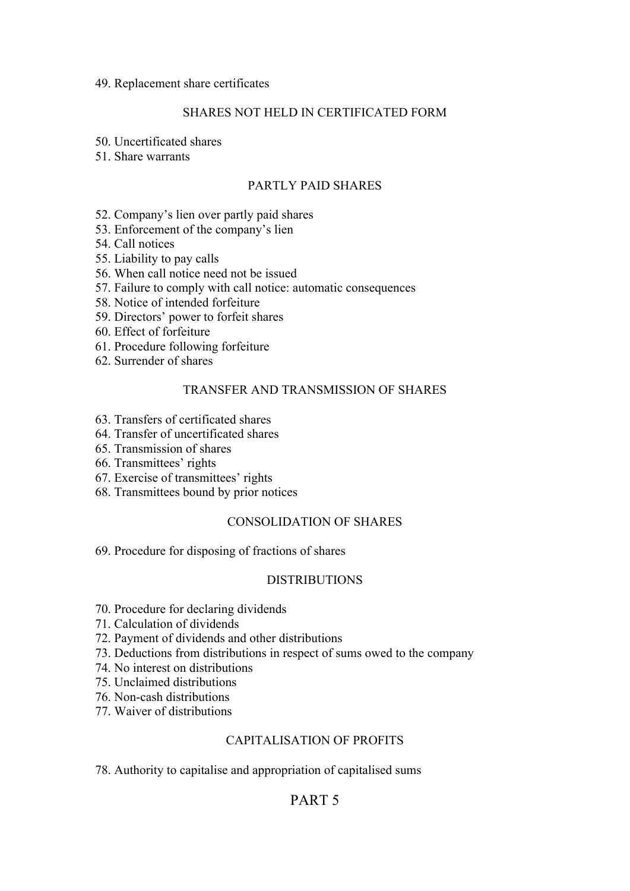49. Replacement share certificates

### SHARES NOT HELD IN CERTIFICATED FORM

50. Uncertificated shares
51. Share warrants

### PARTLY PAID SHARES

52. Company’s lien over partly paid shares
53. Enforcement of the company’s lien
54. Call notices
55. Liability to pay calls
56. When call notice need not be issued
57. Failure to comply with call notice: automatic consequences
58. Notice of intended forfeiture
59. Directors’ power to forfeit shares
60. Effect of forfeiture
61. Procedure following forfeiture
62. Surrender of shares

### TRANSFER AND TRANSMISSION OF SHARES

63. Transfers of certificated shares
64. Transfer of uncertificated shares
65. Transmission of shares
66. Transmittees’ rights
67. Exercise of transmittees’ rights
68. Transmittees bound by prior notices

### CONSOLIDATION OF SHARES

69. Procedure for disposing of fractions of shares

### DISTRIBUTIONS

70. Procedure for declaring dividends
71. Calculation of dividends
72. Payment of dividends and other distributions
73. Deductions from distributions in respect of sums owed to the company
74. No interest on distributions
75. Unclaimed distributions
76. Non-cash distributions
77. Waiver of distributions

### CAPITALISATION OF PROFITS

78. Authority to capitalise and appropriation of capitalised sums

## PART 5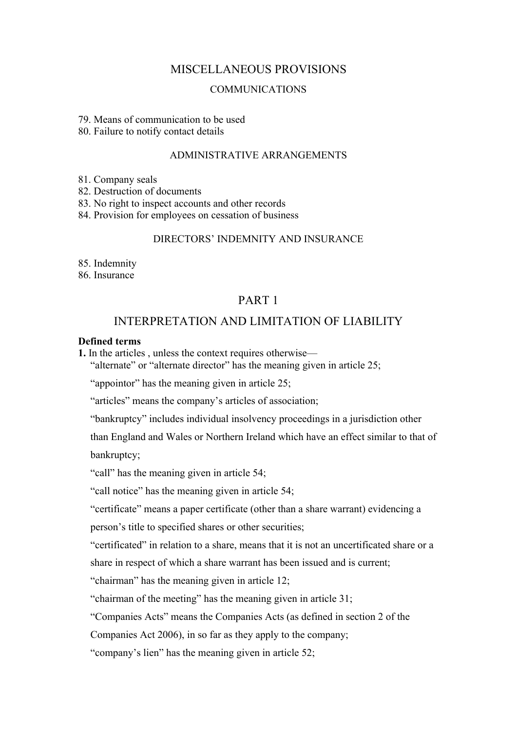## MISCELLANEOUS PROVISIONS

### COMMUNICATIONS

79. Means of communication to be used
80. Failure to notify contact details

### ADMINISTRATIVE ARRANGEMENTS

81. Company seals
82. Destruction of documents
83. No right to inspect accounts and other records
84. Provision for employees on cessation of business

### DIRECTORS' INDEMNITY AND INSURANCE

85. Indemnity
86. Insurance

# PART 1

# INTERPRETATION AND LIMITATION OF LIABILITY

**Defined terms**

**1.** In the articles , unless the context requires otherwise—

"alternate" or "alternate director" has the meaning given in article 25;

"appointor" has the meaning given in article 25;

"articles" means the company's articles of association;

"bankruptcy" includes individual insolvency proceedings in a jurisdiction other than England and Wales or Northern Ireland which have an effect similar to that of bankruptcy;

"call" has the meaning given in article 54;

"call notice" has the meaning given in article 54;

"certificate" means a paper certificate (other than a share warrant) evidencing a person's title to specified shares or other securities;

"certificated" in relation to a share, means that it is not an uncertificated share or a share in respect of which a share warrant has been issued and is current;

"chairman" has the meaning given in article 12;

"chairman of the meeting" has the meaning given in article 31;

"Companies Acts" means the Companies Acts (as defined in section 2 of the Companies Act 2006), in so far as they apply to the company;

"company's lien" has the meaning given in article 52;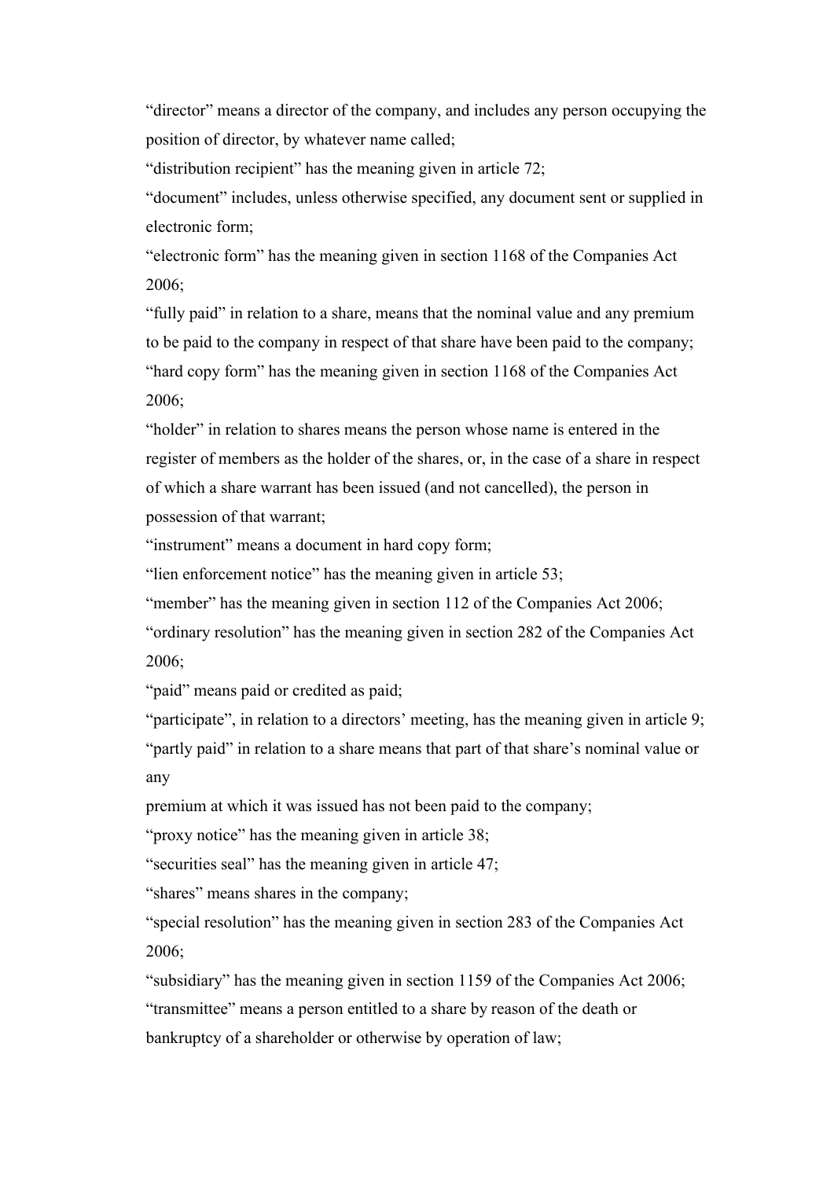"director" means a director of the company, and includes any person occupying the position of director, by whatever name called;

"distribution recipient" has the meaning given in article 72;

"document" includes, unless otherwise specified, any document sent or supplied in electronic form;

"electronic form" has the meaning given in section 1168 of the Companies Act 2006;

"fully paid" in relation to a share, means that the nominal value and any premium to be paid to the company in respect of that share have been paid to the company;

"hard copy form" has the meaning given in section 1168 of the Companies Act 2006;

"holder" in relation to shares means the person whose name is entered in the register of members as the holder of the shares, or, in the case of a share in respect of which a share warrant has been issued (and not cancelled), the person in possession of that warrant;

"instrument" means a document in hard copy form;

"lien enforcement notice" has the meaning given in article 53;

"member" has the meaning given in section 112 of the Companies Act 2006;

"ordinary resolution" has the meaning given in section 282 of the Companies Act 2006;

"paid" means paid or credited as paid;

"participate", in relation to a directors' meeting, has the meaning given in article 9;

"partly paid" in relation to a share means that part of that share's nominal value or any

premium at which it was issued has not been paid to the company;

"proxy notice" has the meaning given in article 38;

"securities seal" has the meaning given in article 47;

"shares" means shares in the company;

"special resolution" has the meaning given in section 283 of the Companies Act 2006;

"subsidiary" has the meaning given in section 1159 of the Companies Act 2006;

"transmittee" means a person entitled to a share by reason of the death or bankruptcy of a shareholder or otherwise by operation of law;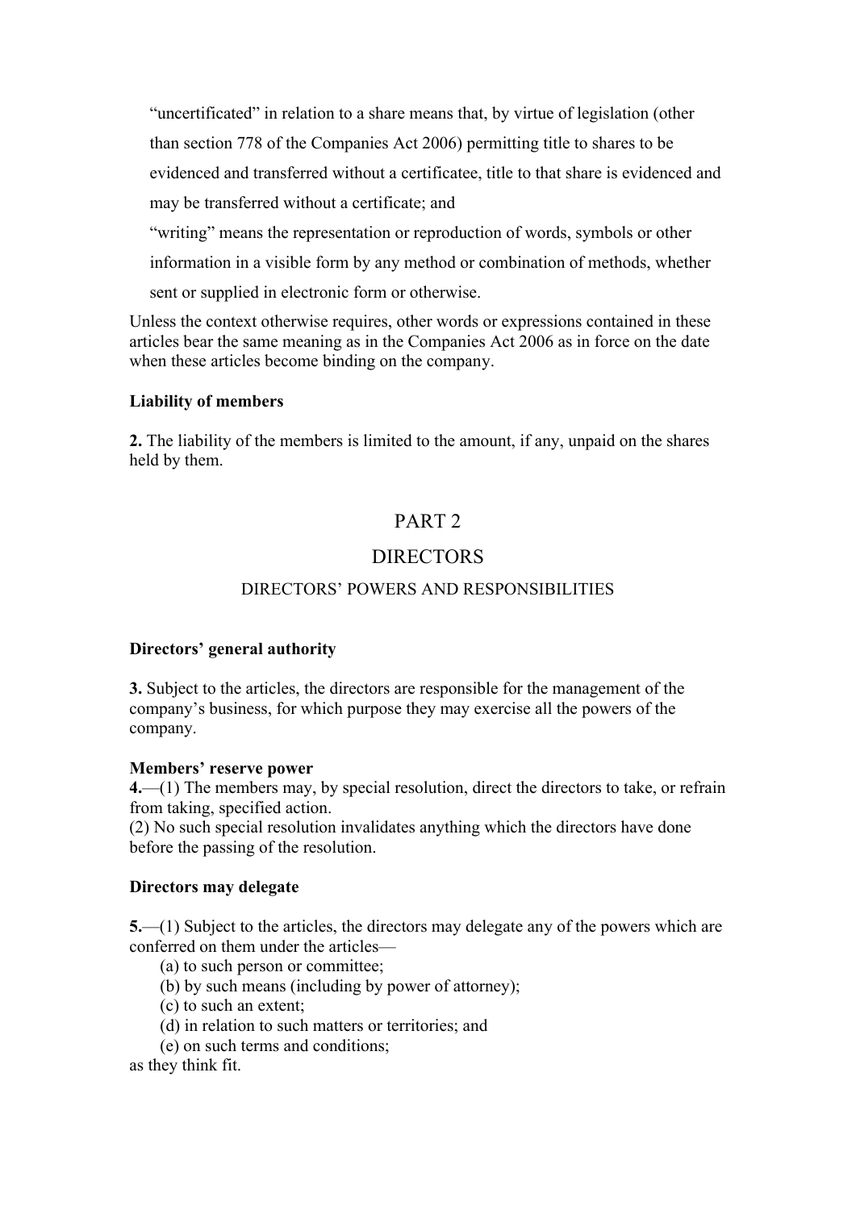"uncertificated" in relation to a share means that, by virtue of legislation (other than section 778 of the Companies Act 2006) permitting title to shares to be evidenced and transferred without a certificatee, title to that share is evidenced and may be transferred without a certificate; and

"writing" means the representation or reproduction of words, symbols or other information in a visible form by any method or combination of methods, whether sent or supplied in electronic form or otherwise.

Unless the context otherwise requires, other words or expressions contained in these articles bear the same meaning as in the Companies Act 2006 as in force on the date when these articles become binding on the company.

**Liability of members**

**2.** The liability of the members is limited to the amount, if any, unpaid on the shares held by them.

# PART 2

# DIRECTORS

## DIRECTORS' POWERS AND RESPONSIBILITIES

**Directors' general authority**

**3.** Subject to the articles, the directors are responsible for the management of the company's business, for which purpose they may exercise all the powers of the company.

**Members' reserve power**

**4.**—(1) The members may, by special resolution, direct the directors to take, or refrain from taking, specified action.

(2) No such special resolution invalidates anything which the directors have done before the passing of the resolution.

**Directors may delegate**

**5.**—(1) Subject to the articles, the directors may delegate any of the powers which are conferred on them under the articles—

(a) to such person or committee;

(b) by such means (including by power of attorney);

(c) to such an extent;

(d) in relation to such matters or territories; and

(e) on such terms and conditions;

as they think fit.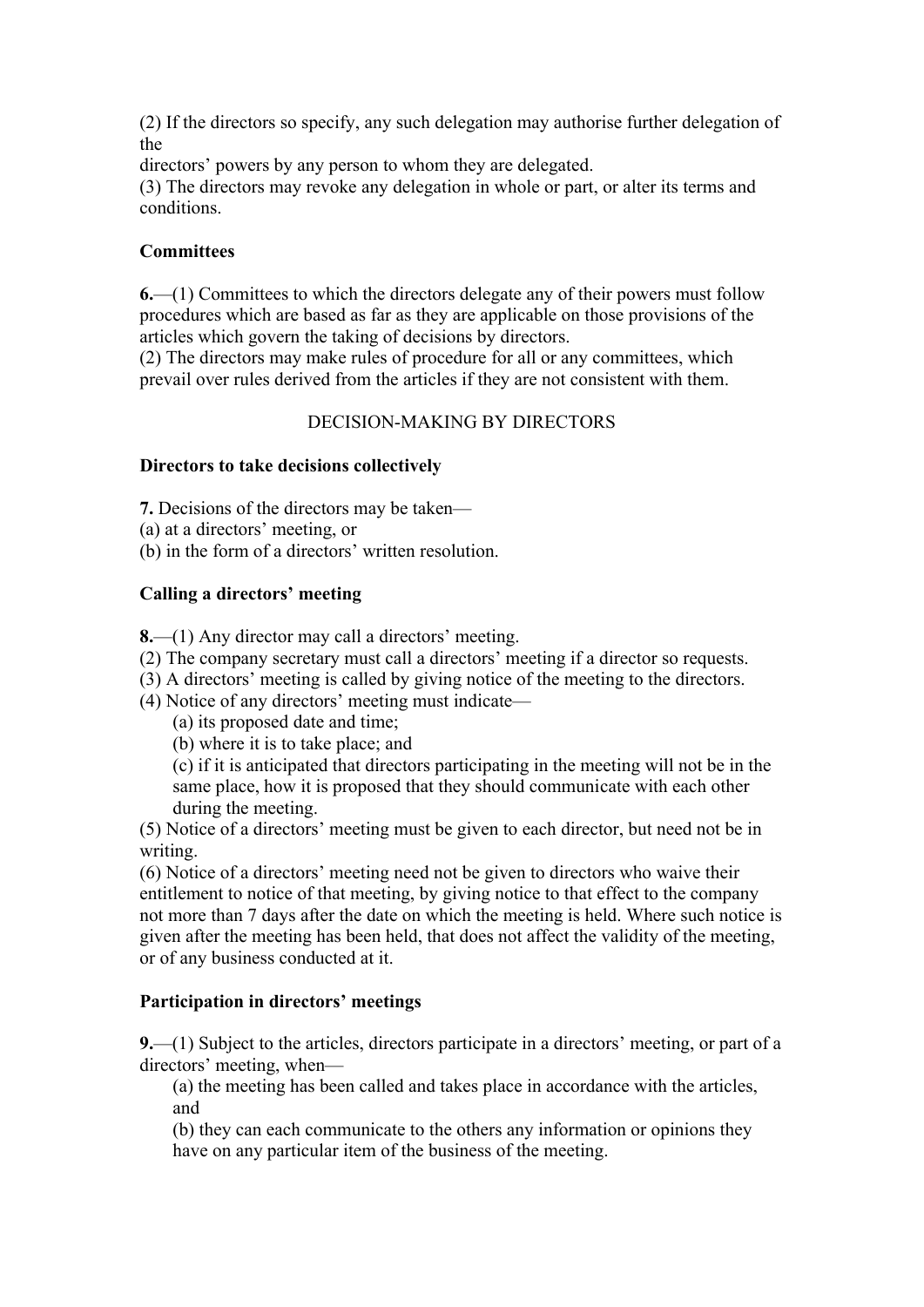(2) If the directors so specify, any such delegation may authorise further delegation of the directors' powers by any person to whom they are delegated.
(3) The directors may revoke any delegation in whole or part, or alter its terms and conditions.

**Committees**

**6.**—(1) Committees to which the directors delegate any of their powers must follow procedures which are based as far as they are applicable on those provisions of the articles which govern the taking of decisions by directors.
(2) The directors may make rules of procedure for all or any committees, which prevail over rules derived from the articles if they are not consistent with them.

## DECISION-MAKING BY DIRECTORS

**Directors to take decisions collectively**

**7.** Decisions of the directors may be taken—
(a) at a directors' meeting, or
(b) in the form of a directors' written resolution.

**Calling a directors' meeting**

**8.**—(1) Any director may call a directors' meeting.
(2) The company secretary must call a directors' meeting if a director so requests.
(3) A directors' meeting is called by giving notice of the meeting to the directors.
(4) Notice of any directors' meeting must indicate—
  (a) its proposed date and time;
  (b) where it is to take place; and
  (c) if it is anticipated that directors participating in the meeting will not be in the same place, how it is proposed that they should communicate with each other during the meeting.
(5) Notice of a directors' meeting must be given to each director, but need not be in writing.
(6) Notice of a directors' meeting need not be given to directors who waive their entitlement to notice of that meeting, by giving notice to that effect to the company not more than 7 days after the date on which the meeting is held. Where such notice is given after the meeting has been held, that does not affect the validity of the meeting, or of any business conducted at it.

**Participation in directors' meetings**

**9.**—(1) Subject to the articles, directors participate in a directors' meeting, or part of a directors' meeting, when—
  (a) the meeting has been called and takes place in accordance with the articles, and
  (b) they can each communicate to the others any information or opinions they have on any particular item of the business of the meeting.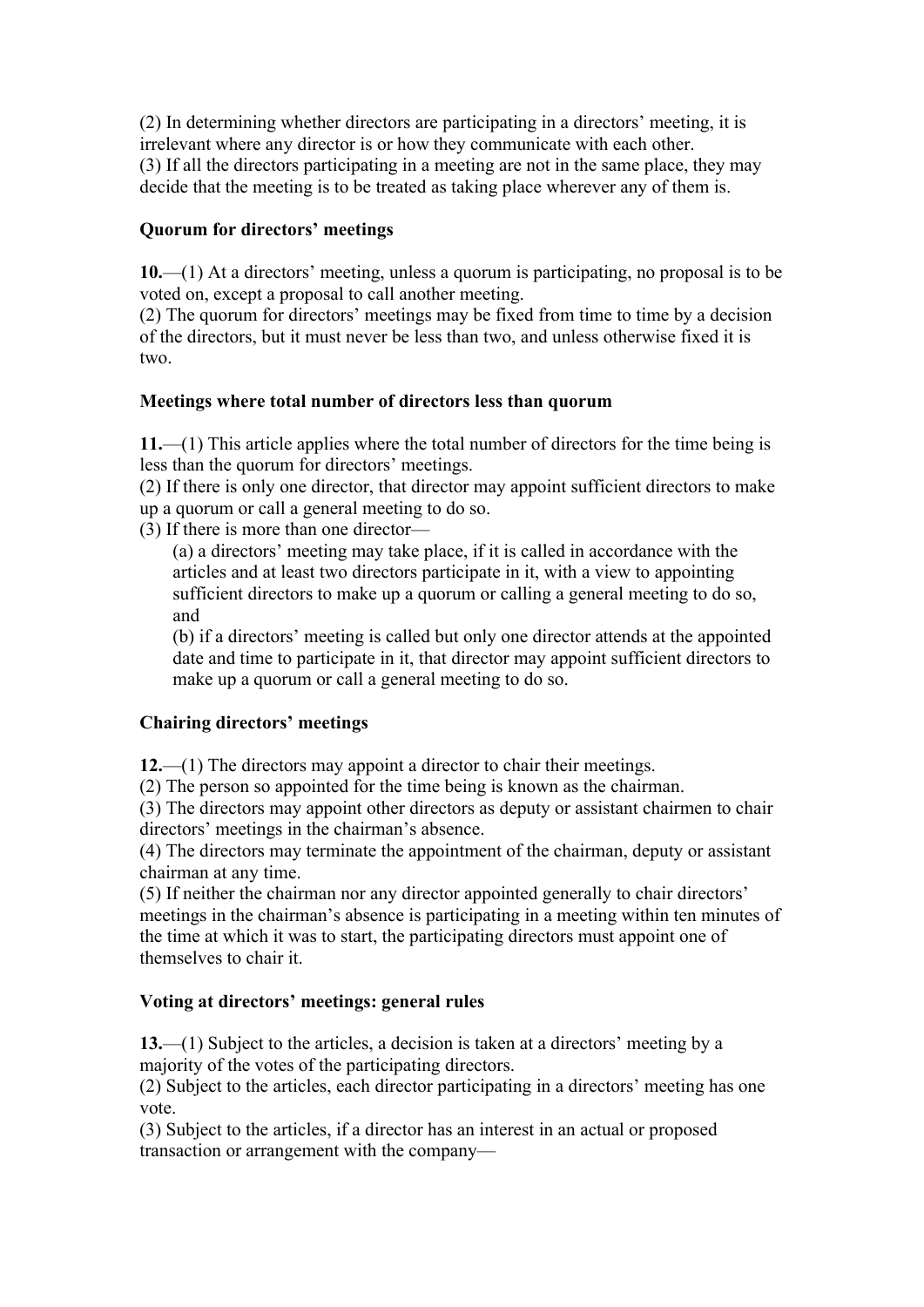(2) In determining whether directors are participating in a directors' meeting, it is irrelevant where any director is or how they communicate with each other.
(3) If all the directors participating in a meeting are not in the same place, they may decide that the meeting is to be treated as taking place wherever any of them is.

**Quorum for directors' meetings**

**10.**—(1) At a directors' meeting, unless a quorum is participating, no proposal is to be voted on, except a proposal to call another meeting.
(2) The quorum for directors' meetings may be fixed from time to time by a decision of the directors, but it must never be less than two, and unless otherwise fixed it is two.

**Meetings where total number of directors less than quorum**

**11.**—(1) This article applies where the total number of directors for the time being is less than the quorum for directors' meetings.
(2) If there is only one director, that director may appoint sufficient directors to make up a quorum or call a general meeting to do so.
(3) If there is more than one director—

(a) a directors' meeting may take place, if it is called in accordance with the articles and at least two directors participate in it, with a view to appointing sufficient directors to make up a quorum or calling a general meeting to do so, and

(b) if a directors' meeting is called but only one director attends at the appointed date and time to participate in it, that director may appoint sufficient directors to make up a quorum or call a general meeting to do so.

**Chairing directors' meetings**

**12.**—(1) The directors may appoint a director to chair their meetings.
(2) The person so appointed for the time being is known as the chairman.
(3) The directors may appoint other directors as deputy or assistant chairmen to chair directors' meetings in the chairman's absence.
(4) The directors may terminate the appointment of the chairman, deputy or assistant chairman at any time.
(5) If neither the chairman nor any director appointed generally to chair directors' meetings in the chairman's absence is participating in a meeting within ten minutes of the time at which it was to start, the participating directors must appoint one of themselves to chair it.

**Voting at directors' meetings: general rules**

**13.**—(1) Subject to the articles, a decision is taken at a directors' meeting by a majority of the votes of the participating directors.
(2) Subject to the articles, each director participating in a directors' meeting has one vote.
(3) Subject to the articles, if a director has an interest in an actual or proposed transaction or arrangement with the company—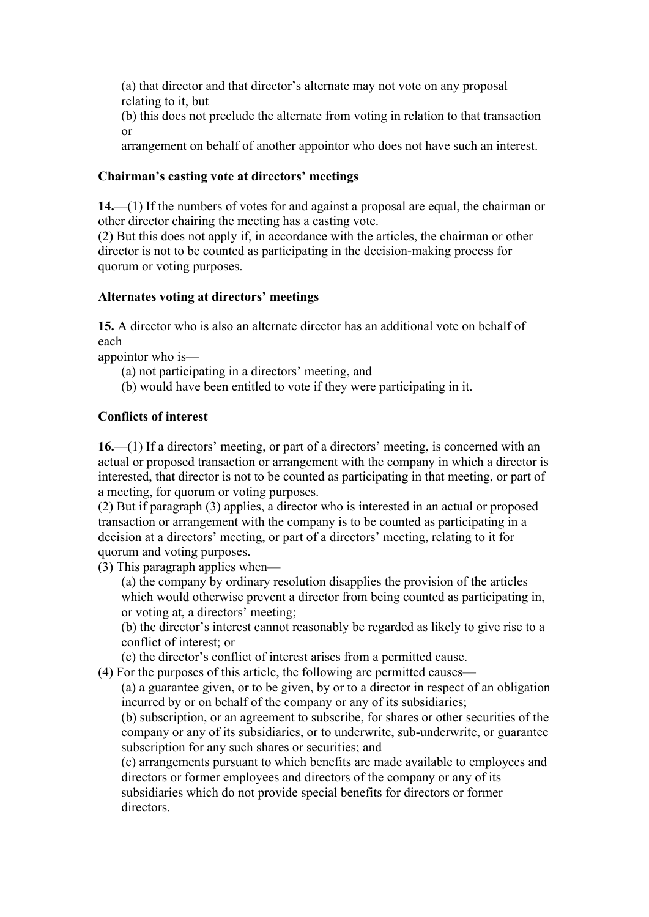(a) that director and that director's alternate may not vote on any proposal relating to it, but
(b) this does not preclude the alternate from voting in relation to that transaction or
arrangement on behalf of another appointor who does not have such an interest.

**Chairman's casting vote at directors' meetings**

**14.**—(1) If the numbers of votes for and against a proposal are equal, the chairman or other director chairing the meeting has a casting vote.
(2) But this does not apply if, in accordance with the articles, the chairman or other director is not to be counted as participating in the decision-making process for quorum or voting purposes.

**Alternates voting at directors' meetings**

**15.** A director who is also an alternate director has an additional vote on behalf of each
appointor who is—

(a) not participating in a directors' meeting, and
(b) would have been entitled to vote if they were participating in it.

**Conflicts of interest**

**16.**—(1) If a directors' meeting, or part of a directors' meeting, is concerned with an actual or proposed transaction or arrangement with the company in which a director is interested, that director is not to be counted as participating in that meeting, or part of a meeting, for quorum or voting purposes.
(2) But if paragraph (3) applies, a director who is interested in an actual or proposed transaction or arrangement with the company is to be counted as participating in a decision at a directors' meeting, or part of a directors' meeting, relating to it for quorum and voting purposes.
(3) This paragraph applies when—

(a) the company by ordinary resolution disapplies the provision of the articles which would otherwise prevent a director from being counted as participating in, or voting at, a directors' meeting;
(b) the director's interest cannot reasonably be regarded as likely to give rise to a conflict of interest; or
(c) the director's conflict of interest arises from a permitted cause.

(4) For the purposes of this article, the following are permitted causes—

(a) a guarantee given, or to be given, by or to a director in respect of an obligation incurred by or on behalf of the company or any of its subsidiaries;
(b) subscription, or an agreement to subscribe, for shares or other securities of the company or any of its subsidiaries, or to underwrite, sub-underwrite, or guarantee subscription for any such shares or securities; and
(c) arrangements pursuant to which benefits are made available to employees and directors or former employees and directors of the company or any of its subsidiaries which do not provide special benefits for directors or former directors.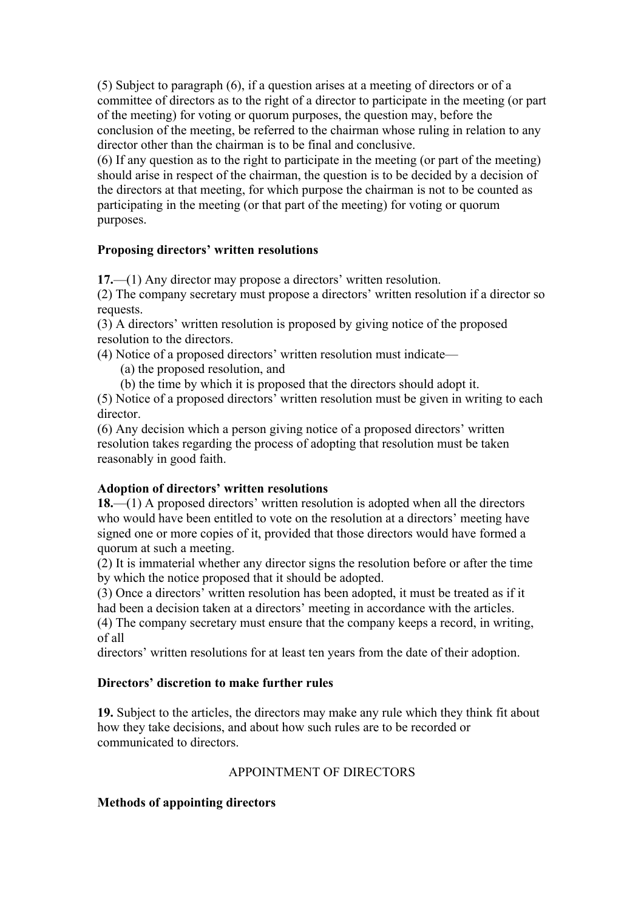(5) Subject to paragraph (6), if a question arises at a meeting of directors or of a committee of directors as to the right of a director to participate in the meeting (or part of the meeting) for voting or quorum purposes, the question may, before the conclusion of the meeting, be referred to the chairman whose ruling in relation to any director other than the chairman is to be final and conclusive.
(6) If any question as to the right to participate in the meeting (or part of the meeting) should arise in respect of the chairman, the question is to be decided by a decision of the directors at that meeting, for which purpose the chairman is not to be counted as participating in the meeting (or that part of the meeting) for voting or quorum purposes.

**Proposing directors' written resolutions**

**17.**—(1) Any director may propose a directors' written resolution.
(2) The company secretary must propose a directors' written resolution if a director so requests.
(3) A directors' written resolution is proposed by giving notice of the proposed resolution to the directors.
(4) Notice of a proposed directors' written resolution must indicate—
  (a) the proposed resolution, and
  (b) the time by which it is proposed that the directors should adopt it.
(5) Notice of a proposed directors' written resolution must be given in writing to each director.
(6) Any decision which a person giving notice of a proposed directors' written resolution takes regarding the process of adopting that resolution must be taken reasonably in good faith.

**Adoption of directors' written resolutions**
**18.**—(1) A proposed directors' written resolution is adopted when all the directors who would have been entitled to vote on the resolution at a directors' meeting have signed one or more copies of it, provided that those directors would have formed a quorum at such a meeting.
(2) It is immaterial whether any director signs the resolution before or after the time by which the notice proposed that it should be adopted.
(3) Once a directors' written resolution has been adopted, it must be treated as if it had been a decision taken at a directors' meeting in accordance with the articles.
(4) The company secretary must ensure that the company keeps a record, in writing, of all
directors' written resolutions for at least ten years from the date of their adoption.

**Directors' discretion to make further rules**

**19.** Subject to the articles, the directors may make any rule which they think fit about how they take decisions, and about how such rules are to be recorded or communicated to directors.

APPOINTMENT OF DIRECTORS

**Methods of appointing directors**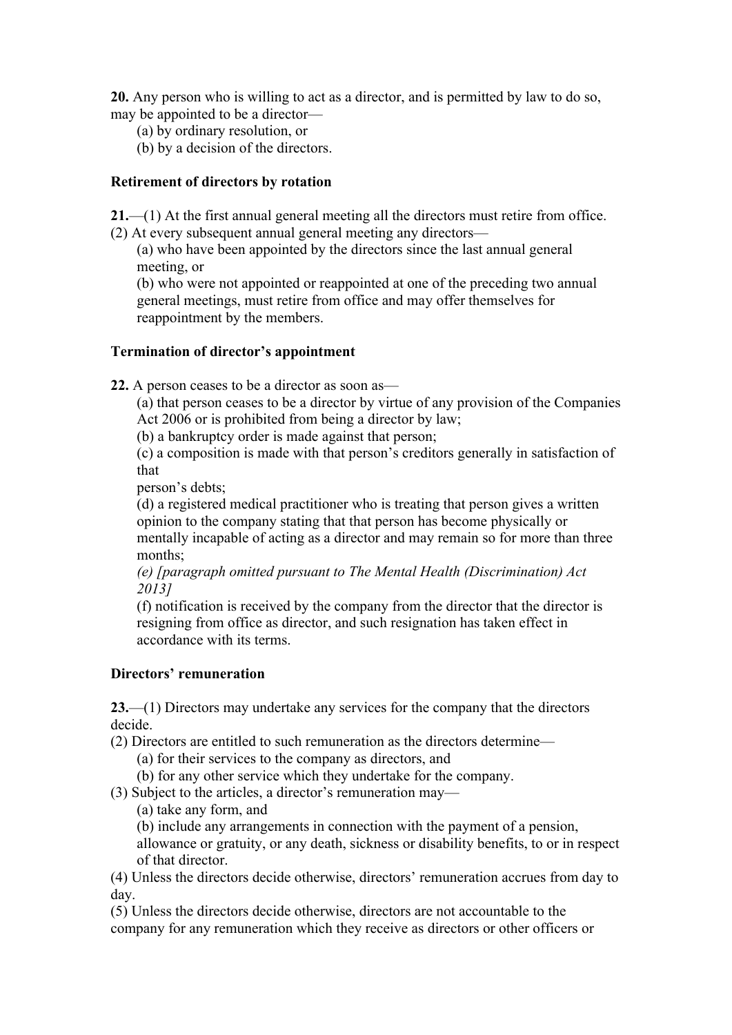**20.** Any person who is willing to act as a director, and is permitted by law to do so, may be appointed to be a director—

(a) by ordinary resolution, or

(b) by a decision of the directors.

**Retirement of directors by rotation**

**21.**—(1) At the first annual general meeting all the directors must retire from office.

(2) At every subsequent annual general meeting any directors—

(a) who have been appointed by the directors since the last annual general meeting, or

(b) who were not appointed or reappointed at one of the preceding two annual general meetings, must retire from office and may offer themselves for reappointment by the members.

**Termination of director's appointment**

**22.** A person ceases to be a director as soon as—

(a) that person ceases to be a director by virtue of any provision of the Companies Act 2006 or is prohibited from being a director by law;

(b) a bankruptcy order is made against that person;

(c) a composition is made with that person's creditors generally in satisfaction of that
person's debts;

(d) a registered medical practitioner who is treating that person gives a written opinion to the company stating that that person has become physically or mentally incapable of acting as a director and may remain so for more than three months;

*(e) [paragraph omitted pursuant to The Mental Health (Discrimination) Act 2013]*

(f) notification is received by the company from the director that the director is resigning from office as director, and such resignation has taken effect in accordance with its terms.

**Directors' remuneration**

**23.**—(1) Directors may undertake any services for the company that the directors decide.

(2) Directors are entitled to such remuneration as the directors determine—

(a) for their services to the company as directors, and

(b) for any other service which they undertake for the company.

(3) Subject to the articles, a director's remuneration may—

(a) take any form, and

(b) include any arrangements in connection with the payment of a pension, allowance or gratuity, or any death, sickness or disability benefits, to or in respect of that director.

(4) Unless the directors decide otherwise, directors' remuneration accrues from day to day.

(5) Unless the directors decide otherwise, directors are not accountable to the company for any remuneration which they receive as directors or other officers or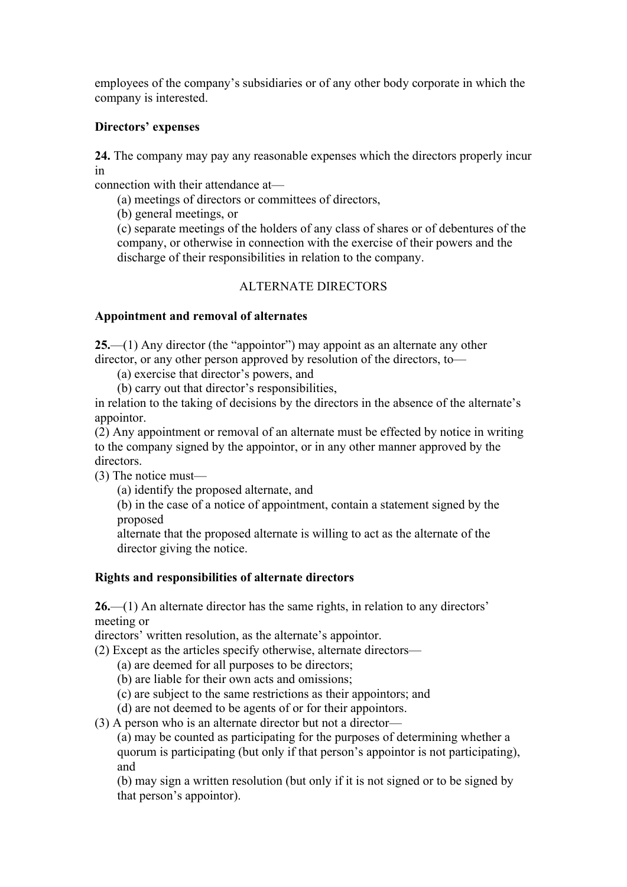employees of the company's subsidiaries or of any other body corporate in which the company is interested.

**Directors' expenses**

**24.** The company may pay any reasonable expenses which the directors properly incur in
connection with their attendance at—

(a) meetings of directors or committees of directors,

(b) general meetings, or

(c) separate meetings of the holders of any class of shares or of debentures of the company, or otherwise in connection with the exercise of their powers and the discharge of their responsibilities in relation to the company.

ALTERNATE DIRECTORS

**Appointment and removal of alternates**

**25.**—(1) Any director (the "appointor") may appoint as an alternate any other director, or any other person approved by resolution of the directors, to—

(a) exercise that director's powers, and

(b) carry out that director's responsibilities,

in relation to the taking of decisions by the directors in the absence of the alternate's appointor.

(2) Any appointment or removal of an alternate must be effected by notice in writing to the company signed by the appointor, or in any other manner approved by the directors.

(3) The notice must—

(a) identify the proposed alternate, and

(b) in the case of a notice of appointment, contain a statement signed by the proposed
alternate that the proposed alternate is willing to act as the alternate of the director giving the notice.

**Rights and responsibilities of alternate directors**

**26.**—(1) An alternate director has the same rights, in relation to any directors' meeting or
directors' written resolution, as the alternate's appointor.

(2) Except as the articles specify otherwise, alternate directors—

(a) are deemed for all purposes to be directors;

(b) are liable for their own acts and omissions;

(c) are subject to the same restrictions as their appointors; and

(d) are not deemed to be agents of or for their appointors.

(3) A person who is an alternate director but not a director—

(a) may be counted as participating for the purposes of determining whether a quorum is participating (but only if that person's appointor is not participating), and

(b) may sign a written resolution (but only if it is not signed or to be signed by that person's appointor).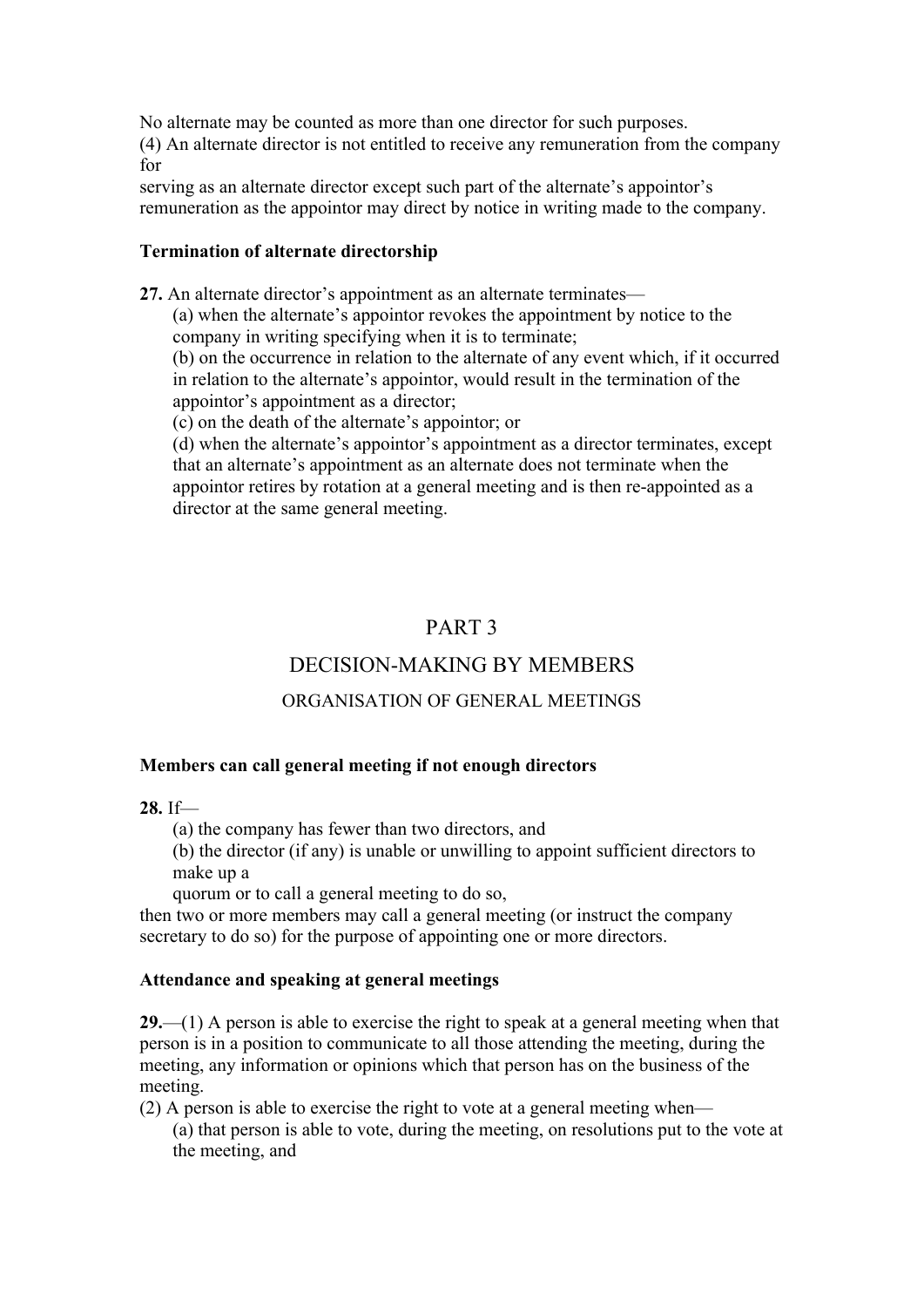No alternate may be counted as more than one director for such purposes.

(4) An alternate director is not entitled to receive any remuneration from the company for serving as an alternate director except such part of the alternate's appointor's remuneration as the appointor may direct by notice in writing made to the company.

**Termination of alternate directorship**

**27.** An alternate director's appointment as an alternate terminates—

(a) when the alternate's appointor revokes the appointment by notice to the company in writing specifying when it is to terminate;

(b) on the occurrence in relation to the alternate of any event which, if it occurred in relation to the alternate's appointor, would result in the termination of the appointor's appointment as a director;

(c) on the death of the alternate's appointor; or

(d) when the alternate's appointor's appointment as a director terminates, except that an alternate's appointment as an alternate does not terminate when the appointor retires by rotation at a general meeting and is then re-appointed as a director at the same general meeting.

# PART 3

# DECISION-MAKING BY MEMBERS

## ORGANISATION OF GENERAL MEETINGS

**Members can call general meeting if not enough directors**

**28.** If—

(a) the company has fewer than two directors, and

(b) the director (if any) is unable or unwilling to appoint sufficient directors to make up a quorum or to call a general meeting to do so,

then two or more members may call a general meeting (or instruct the company secretary to do so) for the purpose of appointing one or more directors.

**Attendance and speaking at general meetings**

**29.**—(1) A person is able to exercise the right to speak at a general meeting when that person is in a position to communicate to all those attending the meeting, during the meeting, any information or opinions which that person has on the business of the meeting.

(2) A person is able to exercise the right to vote at a general meeting when—

(a) that person is able to vote, during the meeting, on resolutions put to the vote at the meeting, and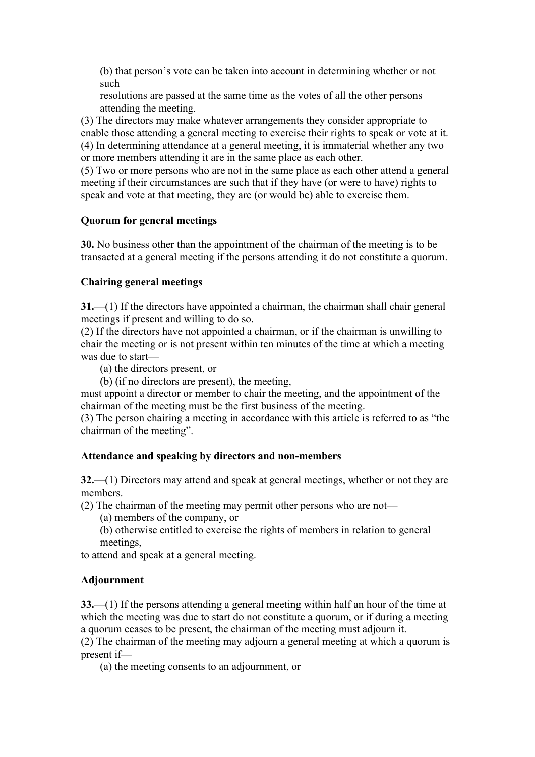(b) that person's vote can be taken into account in determining whether or not such resolutions are passed at the same time as the votes of all the other persons attending the meeting.

(3) The directors may make whatever arrangements they consider appropriate to enable those attending a general meeting to exercise their rights to speak or vote at it.

(4) In determining attendance at a general meeting, it is immaterial whether any two or more members attending it are in the same place as each other.

(5) Two or more persons who are not in the same place as each other attend a general meeting if their circumstances are such that if they have (or were to have) rights to speak and vote at that meeting, they are (or would be) able to exercise them.

**Quorum for general meetings**

**30.** No business other than the appointment of the chairman of the meeting is to be transacted at a general meeting if the persons attending it do not constitute a quorum.

**Chairing general meetings**

**31.**—(1) If the directors have appointed a chairman, the chairman shall chair general meetings if present and willing to do so.

(2) If the directors have not appointed a chairman, or if the chairman is unwilling to chair the meeting or is not present within ten minutes of the time at which a meeting was due to start—

(a) the directors present, or

(b) (if no directors are present), the meeting,

must appoint a director or member to chair the meeting, and the appointment of the chairman of the meeting must be the first business of the meeting.

(3) The person chairing a meeting in accordance with this article is referred to as "the chairman of the meeting".

**Attendance and speaking by directors and non-members**

**32.**—(1) Directors may attend and speak at general meetings, whether or not they are members.

(2) The chairman of the meeting may permit other persons who are not—

(a) members of the company, or

(b) otherwise entitled to exercise the rights of members in relation to general meetings,

to attend and speak at a general meeting.

**Adjournment**

**33.**—(1) If the persons attending a general meeting within half an hour of the time at which the meeting was due to start do not constitute a quorum, or if during a meeting a quorum ceases to be present, the chairman of the meeting must adjourn it.

(2) The chairman of the meeting may adjourn a general meeting at which a quorum is present if—

(a) the meeting consents to an adjournment, or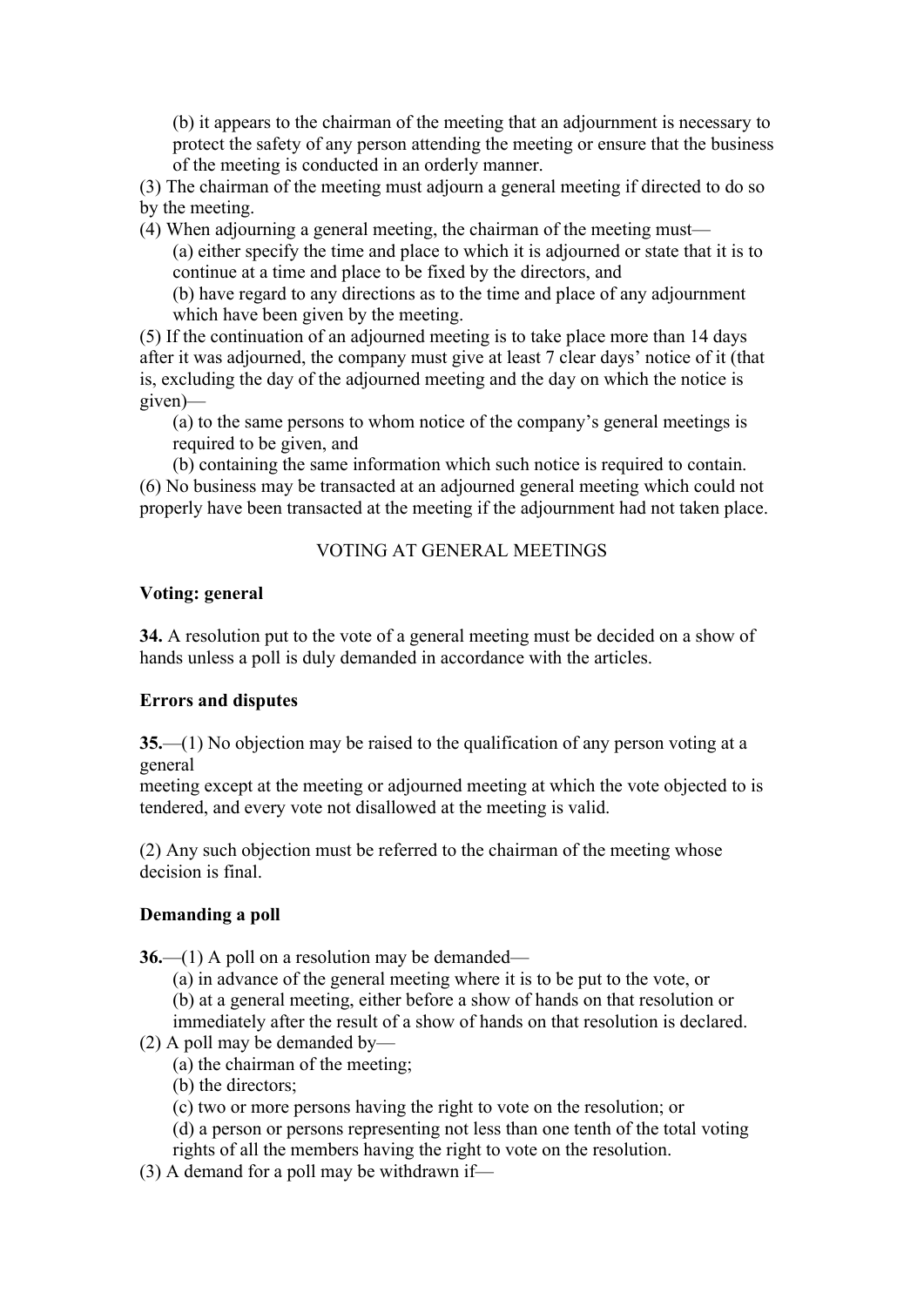(b) it appears to the chairman of the meeting that an adjournment is necessary to protect the safety of any person attending the meeting or ensure that the business of the meeting is conducted in an orderly manner.

(3) The chairman of the meeting must adjourn a general meeting if directed to do so by the meeting.

(4) When adjourning a general meeting, the chairman of the meeting must—

(a) either specify the time and place to which it is adjourned or state that it is to continue at a time and place to be fixed by the directors, and

(b) have regard to any directions as to the time and place of any adjournment which have been given by the meeting.

(5) If the continuation of an adjourned meeting is to take place more than 14 days after it was adjourned, the company must give at least 7 clear days' notice of it (that is, excluding the day of the adjourned meeting and the day on which the notice is given)—

(a) to the same persons to whom notice of the company's general meetings is required to be given, and

(b) containing the same information which such notice is required to contain.

(6) No business may be transacted at an adjourned general meeting which could not properly have been transacted at the meeting if the adjournment had not taken place.

## VOTING AT GENERAL MEETINGS

### Voting: general

**34.** A resolution put to the vote of a general meeting must be decided on a show of hands unless a poll is duly demanded in accordance with the articles.

### Errors and disputes

**35.**—(1) No objection may be raised to the qualification of any person voting at a general meeting except at the meeting or adjourned meeting at which the vote objected to is tendered, and every vote not disallowed at the meeting is valid.

(2) Any such objection must be referred to the chairman of the meeting whose decision is final.

### Demanding a poll

**36.**—(1) A poll on a resolution may be demanded—

(a) in advance of the general meeting where it is to be put to the vote, or

(b) at a general meeting, either before a show of hands on that resolution or immediately after the result of a show of hands on that resolution is declared.

(2) A poll may be demanded by—

(a) the chairman of the meeting;

(b) the directors;

(c) two or more persons having the right to vote on the resolution; or

(d) a person or persons representing not less than one tenth of the total voting rights of all the members having the right to vote on the resolution.

(3) A demand for a poll may be withdrawn if—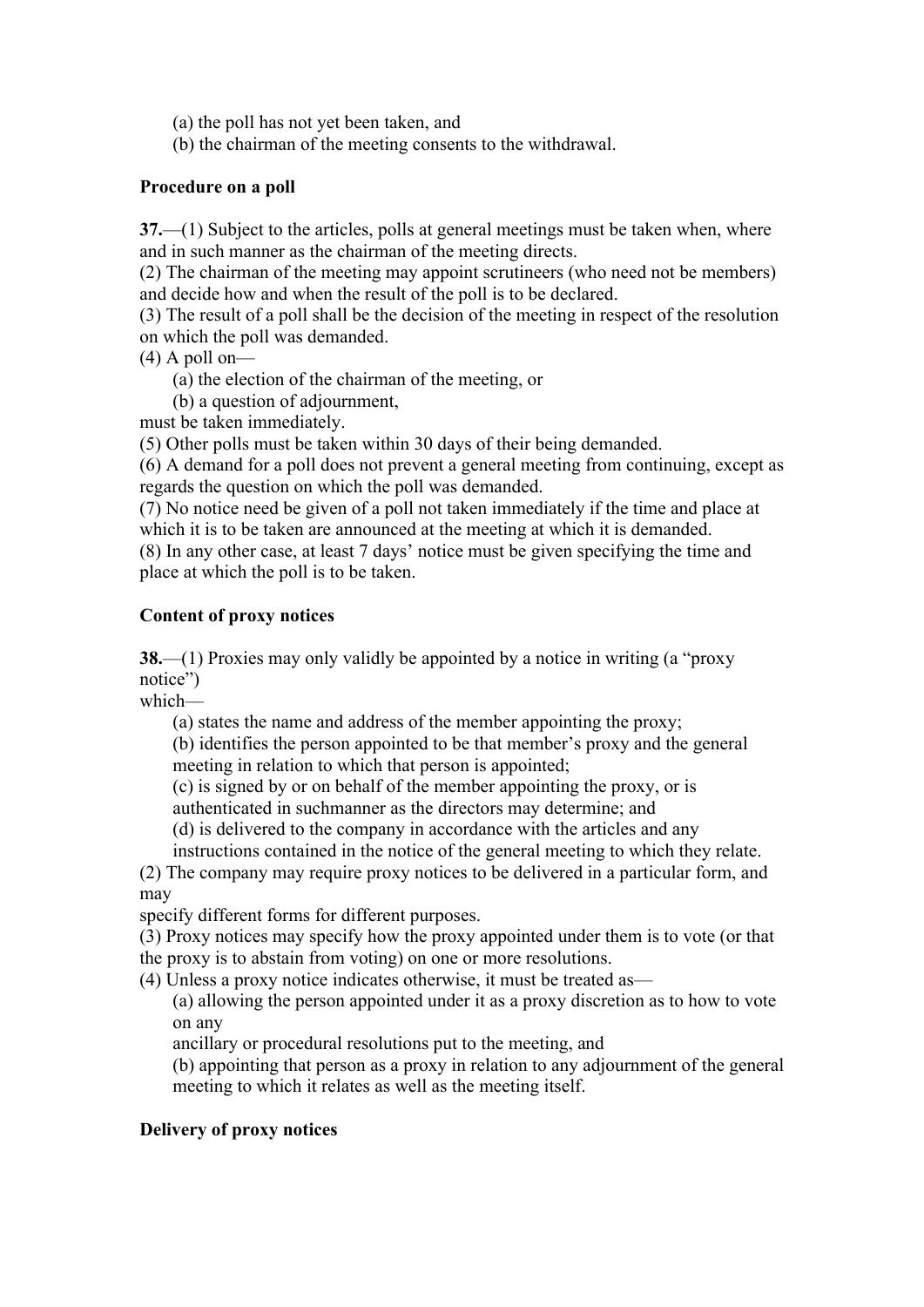(a) the poll has not yet been taken, and
(b) the chairman of the meeting consents to the withdrawal.

**Procedure on a poll**

**37.**—(1) Subject to the articles, polls at general meetings must be taken when, where and in such manner as the chairman of the meeting directs.
(2) The chairman of the meeting may appoint scrutineers (who need not be members) and decide how and when the result of the poll is to be declared.
(3) The result of a poll shall be the decision of the meeting in respect of the resolution on which the poll was demanded.
(4) A poll on—
(a) the election of the chairman of the meeting, or
(b) a question of adjournment,
must be taken immediately.
(5) Other polls must be taken within 30 days of their being demanded.
(6) A demand for a poll does not prevent a general meeting from continuing, except as regards the question on which the poll was demanded.
(7) No notice need be given of a poll not taken immediately if the time and place at which it is to be taken are announced at the meeting at which it is demanded.
(8) In any other case, at least 7 days' notice must be given specifying the time and place at which the poll is to be taken.

**Content of proxy notices**

**38.**—(1) Proxies may only validly be appointed by a notice in writing (a "proxy notice")
which—
(a) states the name and address of the member appointing the proxy;
(b) identifies the person appointed to be that member's proxy and the general meeting in relation to which that person is appointed;
(c) is signed by or on behalf of the member appointing the proxy, or is authenticated in suchmanner as the directors may determine; and
(d) is delivered to the company in accordance with the articles and any instructions contained in the notice of the general meeting to which they relate.
(2) The company may require proxy notices to be delivered in a particular form, and may
specify different forms for different purposes.
(3) Proxy notices may specify how the proxy appointed under them is to vote (or that the proxy is to abstain from voting) on one or more resolutions.
(4) Unless a proxy notice indicates otherwise, it must be treated as—
(a) allowing the person appointed under it as a proxy discretion as to how to vote on any
ancillary or procedural resolutions put to the meeting, and
(b) appointing that person as a proxy in relation to any adjournment of the general meeting to which it relates as well as the meeting itself.

**Delivery of proxy notices**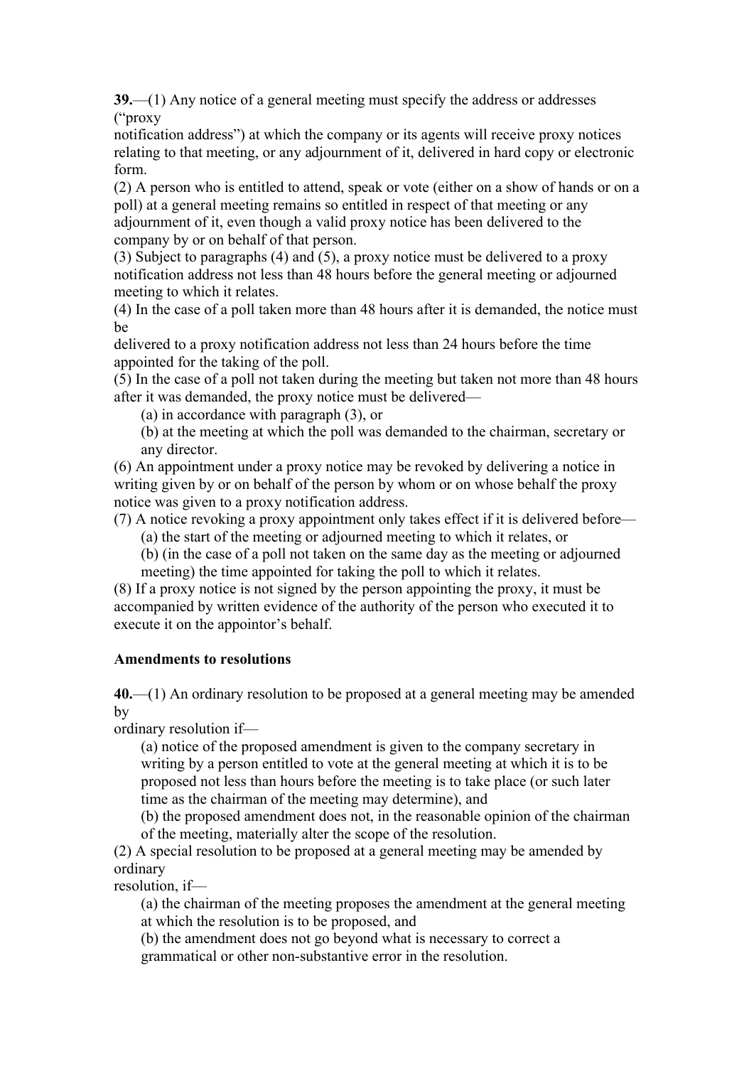**39.**—(1) Any notice of a general meeting must specify the address or addresses ("proxy notification address") at which the company or its agents will receive proxy notices relating to that meeting, or any adjournment of it, delivered in hard copy or electronic form.

(2) A person who is entitled to attend, speak or vote (either on a show of hands or on a poll) at a general meeting remains so entitled in respect of that meeting or any adjournment of it, even though a valid proxy notice has been delivered to the company by or on behalf of that person.

(3) Subject to paragraphs (4) and (5), a proxy notice must be delivered to a proxy notification address not less than 48 hours before the general meeting or adjourned meeting to which it relates.

(4) In the case of a poll taken more than 48 hours after it is demanded, the notice must be delivered to a proxy notification address not less than 24 hours before the time appointed for the taking of the poll.

(5) In the case of a poll not taken during the meeting but taken not more than 48 hours after it was demanded, the proxy notice must be delivered—

(a) in accordance with paragraph (3), or

(b) at the meeting at which the poll was demanded to the chairman, secretary or any director.

(6) An appointment under a proxy notice may be revoked by delivering a notice in writing given by or on behalf of the person by whom or on whose behalf the proxy notice was given to a proxy notification address.

(7) A notice revoking a proxy appointment only takes effect if it is delivered before—

(a) the start of the meeting or adjourned meeting to which it relates, or

(b) (in the case of a poll not taken on the same day as the meeting or adjourned meeting) the time appointed for taking the poll to which it relates.

(8) If a proxy notice is not signed by the person appointing the proxy, it must be accompanied by written evidence of the authority of the person who executed it to execute it on the appointor's behalf.

**Amendments to resolutions**

**40.**—(1) An ordinary resolution to be proposed at a general meeting may be amended by ordinary resolution if—

(a) notice of the proposed amendment is given to the company secretary in writing by a person entitled to vote at the general meeting at which it is to be proposed not less than hours before the meeting is to take place (or such later time as the chairman of the meeting may determine), and

(b) the proposed amendment does not, in the reasonable opinion of the chairman of the meeting, materially alter the scope of the resolution.

(2) A special resolution to be proposed at a general meeting may be amended by ordinary resolution, if—

(a) the chairman of the meeting proposes the amendment at the general meeting at which the resolution is to be proposed, and

(b) the amendment does not go beyond what is necessary to correct a grammatical or other non-substantive error in the resolution.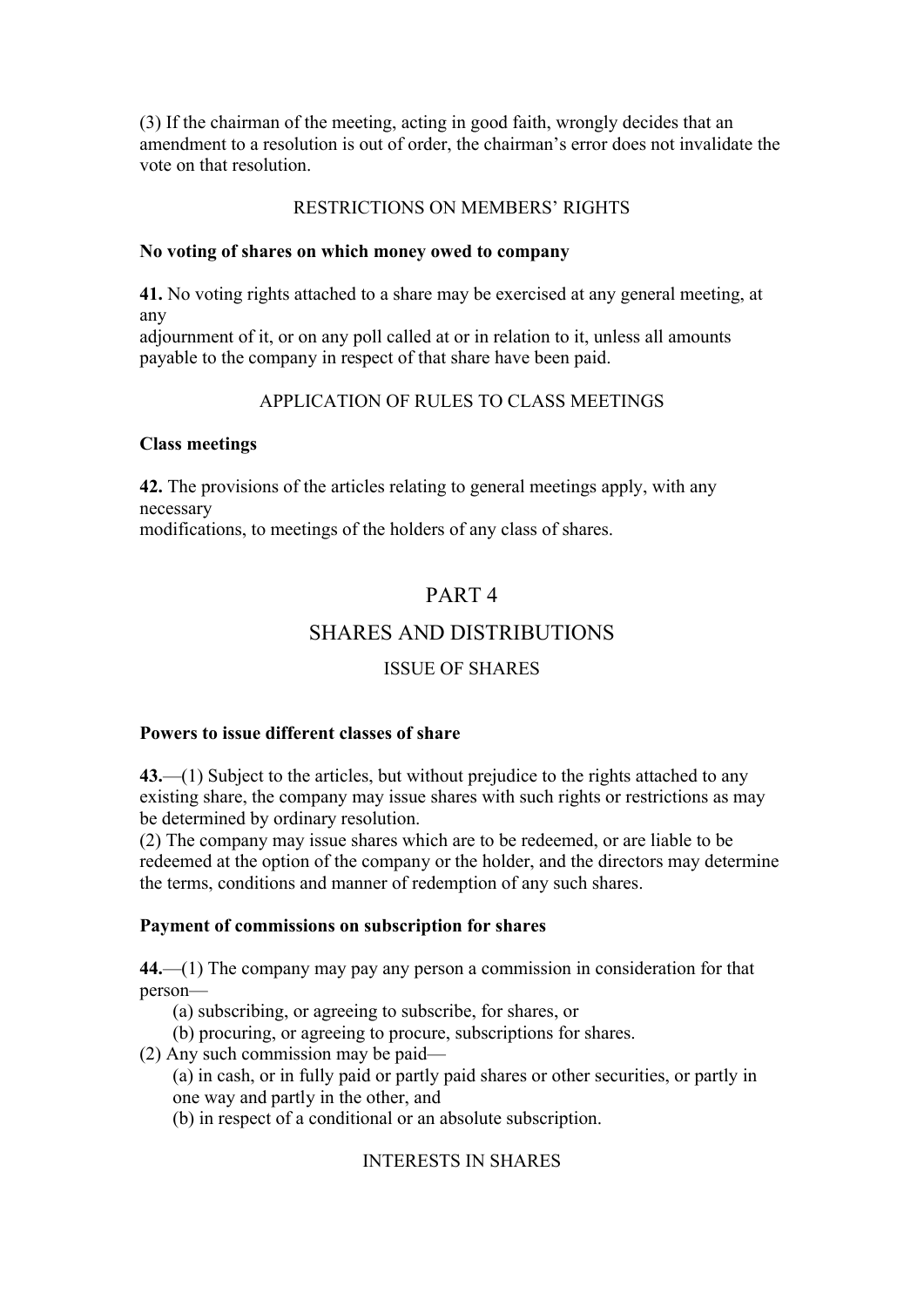(3) If the chairman of the meeting, acting in good faith, wrongly decides that an amendment to a resolution is out of order, the chairman's error does not invalidate the vote on that resolution.

RESTRICTIONS ON MEMBERS' RIGHTS

**No voting of shares on which money owed to company**

**41.** No voting rights attached to a share may be exercised at any general meeting, at any adjournment of it, or on any poll called at or in relation to it, unless all amounts payable to the company in respect of that share have been paid.

APPLICATION OF RULES TO CLASS MEETINGS

**Class meetings**

**42.** The provisions of the articles relating to general meetings apply, with any necessary modifications, to meetings of the holders of any class of shares.

# PART 4

## SHARES AND DISTRIBUTIONS

### ISSUE OF SHARES

**Powers to issue different classes of share**

**43.**—(1) Subject to the articles, but without prejudice to the rights attached to any existing share, the company may issue shares with such rights or restrictions as may be determined by ordinary resolution.

(2) The company may issue shares which are to be redeemed, or are liable to be redeemed at the option of the company or the holder, and the directors may determine the terms, conditions and manner of redemption of any such shares.

**Payment of commissions on subscription for shares**

**44.**—(1) The company may pay any person a commission in consideration for that person—

(a) subscribing, or agreeing to subscribe, for shares, or

(b) procuring, or agreeing to procure, subscriptions for shares.

(2) Any such commission may be paid—

(a) in cash, or in fully paid or partly paid shares or other securities, or partly in one way and partly in the other, and

(b) in respect of a conditional or an absolute subscription.

INTERESTS IN SHARES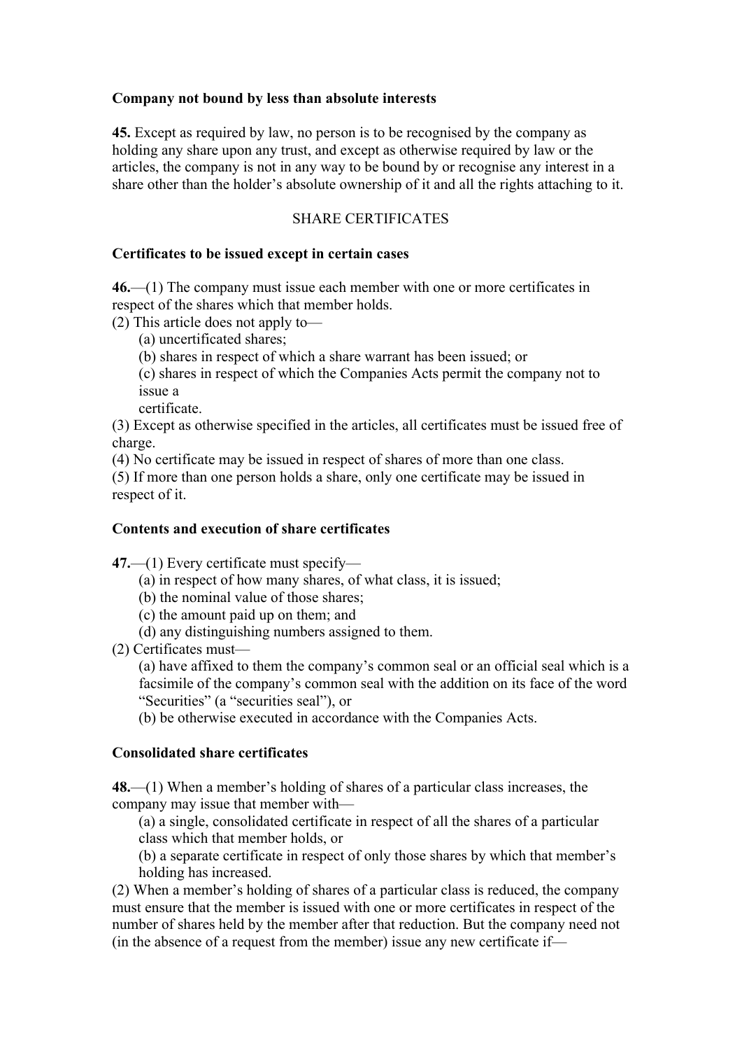**Company not bound by less than absolute interests**

**45.** Except as required by law, no person is to be recognised by the company as holding any share upon any trust, and except as otherwise required by law or the articles, the company is not in any way to be bound by or recognise any interest in a share other than the holder's absolute ownership of it and all the rights attaching to it.

SHARE CERTIFICATES

**Certificates to be issued except in certain cases**

**46.**—(1) The company must issue each member with one or more certificates in respect of the shares which that member holds.

(2) This article does not apply to—

(a) uncertificated shares;

(b) shares in respect of which a share warrant has been issued; or

(c) shares in respect of which the Companies Acts permit the company not to issue a certificate.

(3) Except as otherwise specified in the articles, all certificates must be issued free of charge.

(4) No certificate may be issued in respect of shares of more than one class.

(5) If more than one person holds a share, only one certificate may be issued in respect of it.

**Contents and execution of share certificates**

**47.**—(1) Every certificate must specify—

(a) in respect of how many shares, of what class, it is issued;

(b) the nominal value of those shares;

(c) the amount paid up on them; and

(d) any distinguishing numbers assigned to them.

(2) Certificates must—

(a) have affixed to them the company's common seal or an official seal which is a facsimile of the company's common seal with the addition on its face of the word "Securities" (a "securities seal"), or

(b) be otherwise executed in accordance with the Companies Acts.

**Consolidated share certificates**

**48.**—(1) When a member's holding of shares of a particular class increases, the company may issue that member with—

(a) a single, consolidated certificate in respect of all the shares of a particular class which that member holds, or

(b) a separate certificate in respect of only those shares by which that member's holding has increased.

(2) When a member's holding of shares of a particular class is reduced, the company must ensure that the member is issued with one or more certificates in respect of the number of shares held by the member after that reduction. But the company need not (in the absence of a request from the member) issue any new certificate if—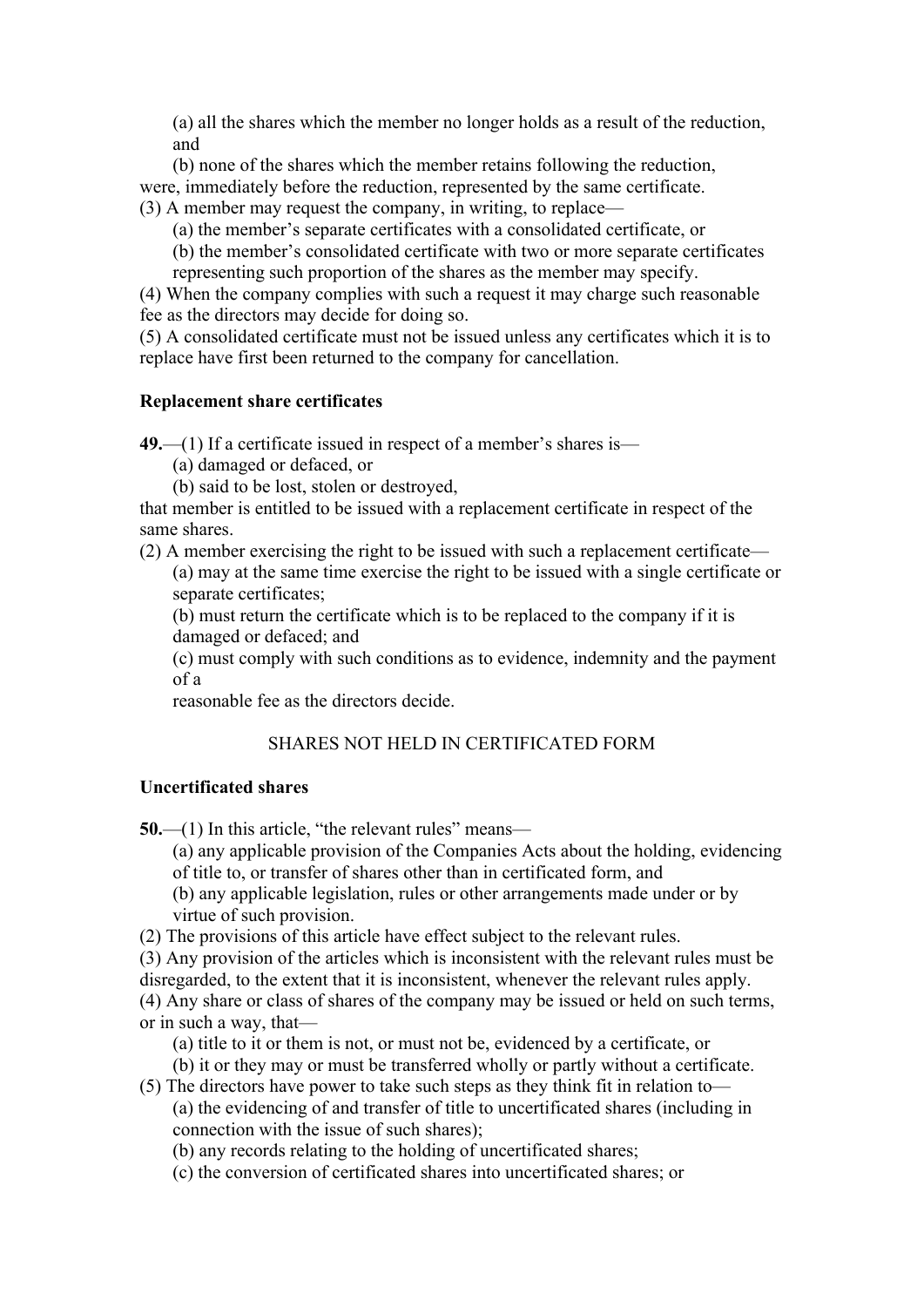(a) all the shares which the member no longer holds as a result of the reduction, and

(b) none of the shares which the member retains following the reduction,

were, immediately before the reduction, represented by the same certificate.

(3) A member may request the company, in writing, to replace—

(a) the member's separate certificates with a consolidated certificate, or

(b) the member's consolidated certificate with two or more separate certificates representing such proportion of the shares as the member may specify.

(4) When the company complies with such a request it may charge such reasonable fee as the directors may decide for doing so.

(5) A consolidated certificate must not be issued unless any certificates which it is to replace have first been returned to the company for cancellation.

**Replacement share certificates**

**49.**—(1) If a certificate issued in respect of a member's shares is—

(a) damaged or defaced, or

(b) said to be lost, stolen or destroyed,

that member is entitled to be issued with a replacement certificate in respect of the same shares.

(2) A member exercising the right to be issued with such a replacement certificate—

(a) may at the same time exercise the right to be issued with a single certificate or separate certificates;

(b) must return the certificate which is to be replaced to the company if it is damaged or defaced; and

(c) must comply with such conditions as to evidence, indemnity and the payment of a reasonable fee as the directors decide.

SHARES NOT HELD IN CERTIFICATED FORM

**Uncertificated shares**

**50.**—(1) In this article, "the relevant rules" means—

(a) any applicable provision of the Companies Acts about the holding, evidencing of title to, or transfer of shares other than in certificated form, and

(b) any applicable legislation, rules or other arrangements made under or by virtue of such provision.

(2) The provisions of this article have effect subject to the relevant rules.

(3) Any provision of the articles which is inconsistent with the relevant rules must be disregarded, to the extent that it is inconsistent, whenever the relevant rules apply.

(4) Any share or class of shares of the company may be issued or held on such terms, or in such a way, that—

(a) title to it or them is not, or must not be, evidenced by a certificate, or

(b) it or they may or must be transferred wholly or partly without a certificate.

(5) The directors have power to take such steps as they think fit in relation to—

(a) the evidencing of and transfer of title to uncertificated shares (including in connection with the issue of such shares);

(b) any records relating to the holding of uncertificated shares;

(c) the conversion of certificated shares into uncertificated shares; or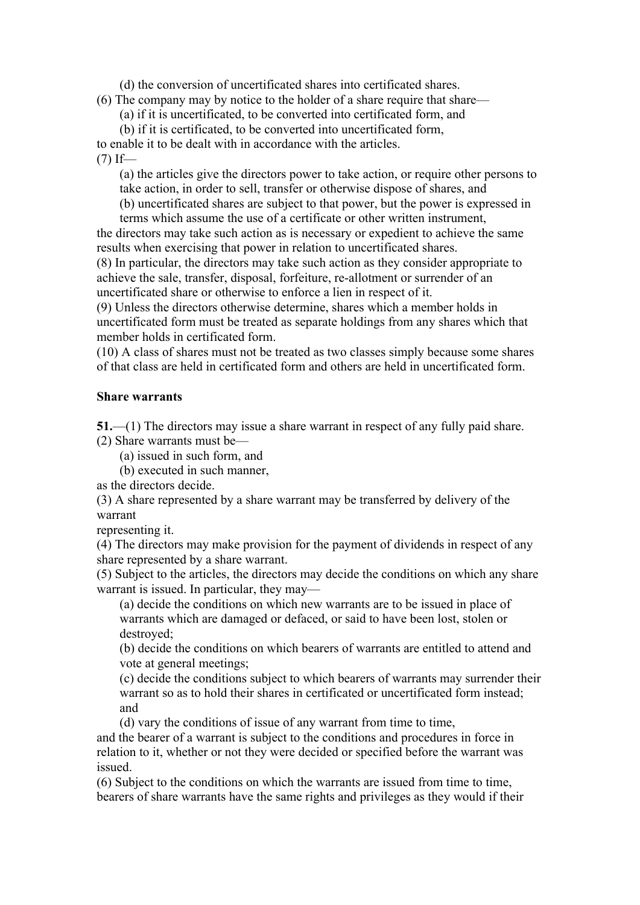(d) the conversion of uncertificated shares into certificated shares.

(6) The company may by notice to the holder of a share require that share—

(a) if it is uncertificated, to be converted into certificated form, and

(b) if it is certificated, to be converted into uncertificated form,

to enable it to be dealt with in accordance with the articles.

(7) If—

(a) the articles give the directors power to take action, or require other persons to take action, in order to sell, transfer or otherwise dispose of shares, and

(b) uncertificated shares are subject to that power, but the power is expressed in terms which assume the use of a certificate or other written instrument,

the directors may take such action as is necessary or expedient to achieve the same results when exercising that power in relation to uncertificated shares.

(8) In particular, the directors may take such action as they consider appropriate to achieve the sale, transfer, disposal, forfeiture, re-allotment or surrender of an uncertificated share or otherwise to enforce a lien in respect of it.

(9) Unless the directors otherwise determine, shares which a member holds in uncertificated form must be treated as separate holdings from any shares which that member holds in certificated form.

(10) A class of shares must not be treated as two classes simply because some shares of that class are held in certificated form and others are held in uncertificated form.

**Share warrants**

**51.**—(1) The directors may issue a share warrant in respect of any fully paid share.

(2) Share warrants must be—

(a) issued in such form, and

(b) executed in such manner,

as the directors decide.

(3) A share represented by a share warrant may be transferred by delivery of the warrant
representing it.

(4) The directors may make provision for the payment of dividends in respect of any share represented by a share warrant.

(5) Subject to the articles, the directors may decide the conditions on which any share warrant is issued. In particular, they may—

(a) decide the conditions on which new warrants are to be issued in place of warrants which are damaged or defaced, or said to have been lost, stolen or destroyed;

(b) decide the conditions on which bearers of warrants are entitled to attend and vote at general meetings;

(c) decide the conditions subject to which bearers of warrants may surrender their warrant so as to hold their shares in certificated or uncertificated form instead; and

(d) vary the conditions of issue of any warrant from time to time,

and the bearer of a warrant is subject to the conditions and procedures in force in relation to it, whether or not they were decided or specified before the warrant was issued.

(6) Subject to the conditions on which the warrants are issued from time to time, bearers of share warrants have the same rights and privileges as they would if their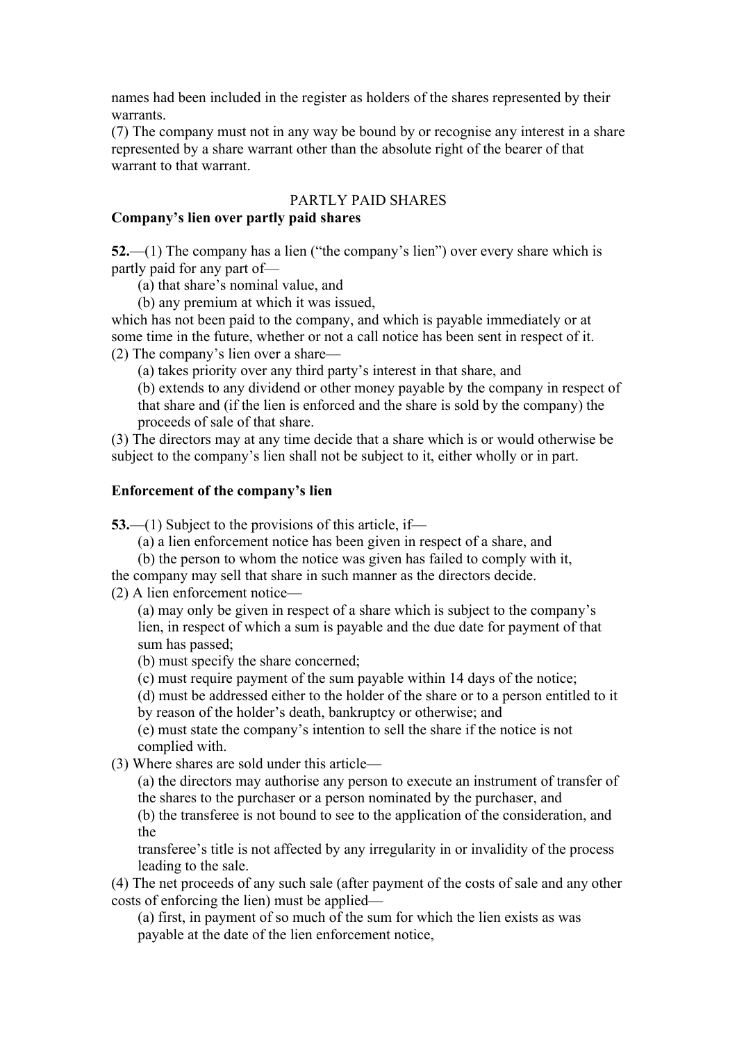names had been included in the register as holders of the shares represented by their warrants.

(7) The company must not in any way be bound by or recognise any interest in a share represented by a share warrant other than the absolute right of the bearer of that warrant to that warrant.

## PARTLY PAID SHARES

### Company's lien over partly paid shares

**52.**—(1) The company has a lien ("the company's lien") over every share which is partly paid for any part of—

(a) that share's nominal value, and

(b) any premium at which it was issued,

which has not been paid to the company, and which is payable immediately or at some time in the future, whether or not a call notice has been sent in respect of it.

(2) The company's lien over a share—

(a) takes priority over any third party's interest in that share, and

(b) extends to any dividend or other money payable by the company in respect of that share and (if the lien is enforced and the share is sold by the company) the proceeds of sale of that share.

(3) The directors may at any time decide that a share which is or would otherwise be subject to the company's lien shall not be subject to it, either wholly or in part.

### Enforcement of the company's lien

**53.**—(1) Subject to the provisions of this article, if—

(a) a lien enforcement notice has been given in respect of a share, and

(b) the person to whom the notice was given has failed to comply with it,

the company may sell that share in such manner as the directors decide.

(2) A lien enforcement notice—

(a) may only be given in respect of a share which is subject to the company's lien, in respect of which a sum is payable and the due date for payment of that sum has passed;

(b) must specify the share concerned;

(c) must require payment of the sum payable within 14 days of the notice;

(d) must be addressed either to the holder of the share or to a person entitled to it by reason of the holder's death, bankruptcy or otherwise; and

(e) must state the company's intention to sell the share if the notice is not complied with.

(3) Where shares are sold under this article—

(a) the directors may authorise any person to execute an instrument of transfer of the shares to the purchaser or a person nominated by the purchaser, and

(b) the transferee is not bound to see to the application of the consideration, and the transferee's title is not affected by any irregularity in or invalidity of the process leading to the sale.

(4) The net proceeds of any such sale (after payment of the costs of sale and any other costs of enforcing the lien) must be applied—

(a) first, in payment of so much of the sum for which the lien exists as was payable at the date of the lien enforcement notice,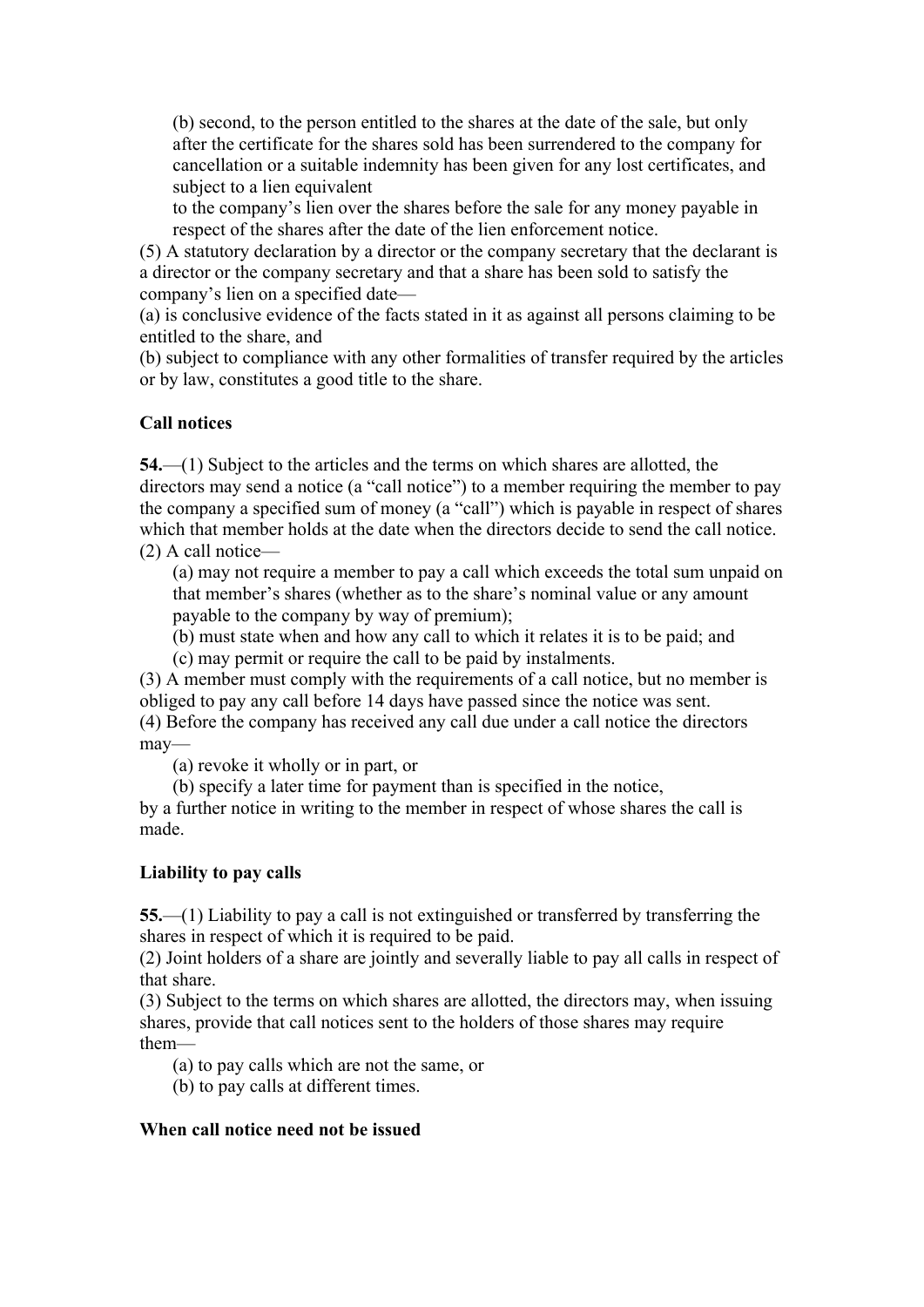(b) second, to the person entitled to the shares at the date of the sale, but only after the certificate for the shares sold has been surrendered to the company for cancellation or a suitable indemnity has been given for any lost certificates, and subject to a lien equivalent
to the company's lien over the shares before the sale for any money payable in respect of the shares after the date of the lien enforcement notice.

(5) A statutory declaration by a director or the company secretary that the declarant is a director or the company secretary and that a share has been sold to satisfy the company's lien on a specified date—

(a) is conclusive evidence of the facts stated in it as against all persons claiming to be entitled to the share, and

(b) subject to compliance with any other formalities of transfer required by the articles or by law, constitutes a good title to the share.

**Call notices**

**54.**—(1) Subject to the articles and the terms on which shares are allotted, the directors may send a notice (a "call notice") to a member requiring the member to pay the company a specified sum of money (a "call") which is payable in respect of shares which that member holds at the date when the directors decide to send the call notice.

(2) A call notice—

(a) may not require a member to pay a call which exceeds the total sum unpaid on that member's shares (whether as to the share's nominal value or any amount payable to the company by way of premium);

(b) must state when and how any call to which it relates it is to be paid; and

(c) may permit or require the call to be paid by instalments.

(3) A member must comply with the requirements of a call notice, but no member is obliged to pay any call before 14 days have passed since the notice was sent.

(4) Before the company has received any call due under a call notice the directors may—

(a) revoke it wholly or in part, or

(b) specify a later time for payment than is specified in the notice,

by a further notice in writing to the member in respect of whose shares the call is made.

**Liability to pay calls**

**55.**—(1) Liability to pay a call is not extinguished or transferred by transferring the shares in respect of which it is required to be paid.

(2) Joint holders of a share are jointly and severally liable to pay all calls in respect of that share.

(3) Subject to the terms on which shares are allotted, the directors may, when issuing shares, provide that call notices sent to the holders of those shares may require them—

(a) to pay calls which are not the same, or

(b) to pay calls at different times.

**When call notice need not be issued**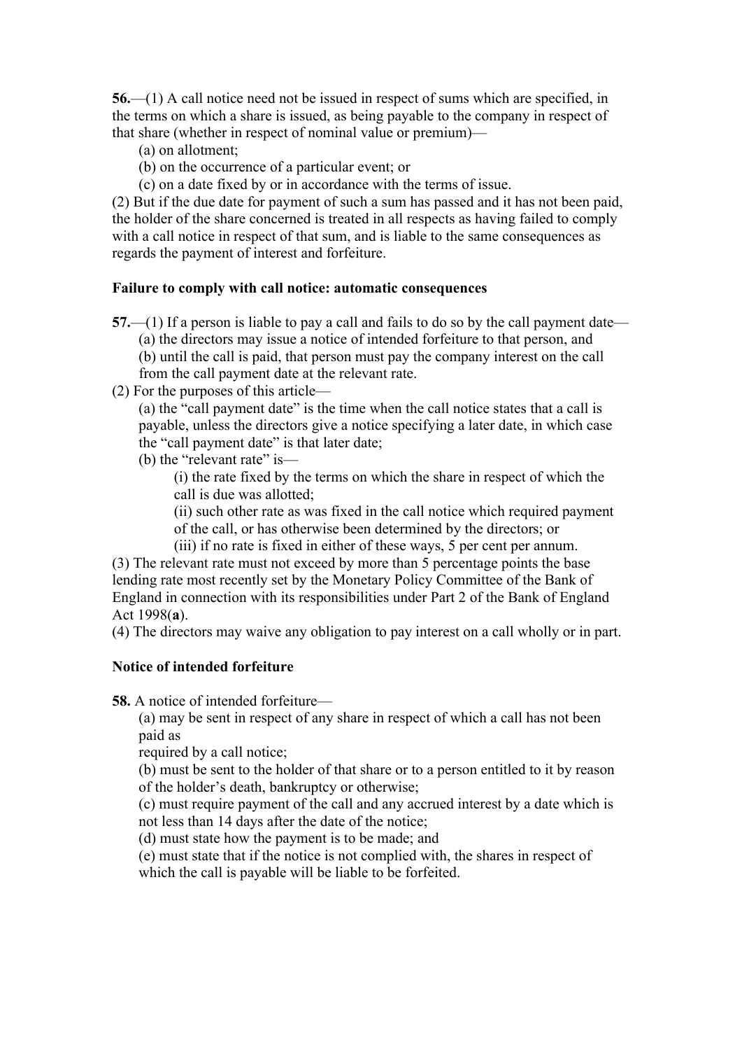**56.**—(1) A call notice need not be issued in respect of sums which are specified, in the terms on which a share is issued, as being payable to the company in respect of that share (whether in respect of nominal value or premium)—

(a) on allotment;

(b) on the occurrence of a particular event; or

(c) on a date fixed by or in accordance with the terms of issue.

(2) But if the due date for payment of such a sum has passed and it has not been paid, the holder of the share concerned is treated in all respects as having failed to comply with a call notice in respect of that sum, and is liable to the same consequences as regards the payment of interest and forfeiture.

**Failure to comply with call notice: automatic consequences**

**57.**—(1) If a person is liable to pay a call and fails to do so by the call payment date—

(a) the directors may issue a notice of intended forfeiture to that person, and

(b) until the call is paid, that person must pay the company interest on the call from the call payment date at the relevant rate.

(2) For the purposes of this article—

(a) the "call payment date" is the time when the call notice states that a call is payable, unless the directors give a notice specifying a later date, in which case the "call payment date" is that later date;

(b) the "relevant rate" is—

(i) the rate fixed by the terms on which the share in respect of which the call is due was allotted;

(ii) such other rate as was fixed in the call notice which required payment of the call, or has otherwise been determined by the directors; or

(iii) if no rate is fixed in either of these ways, 5 per cent per annum.

(3) The relevant rate must not exceed by more than 5 percentage points the base lending rate most recently set by the Monetary Policy Committee of the Bank of England in connection with its responsibilities under Part 2 of the Bank of England Act 1998(**a**).

(4) The directors may waive any obligation to pay interest on a call wholly or in part.

**Notice of intended forfeiture**

**58.** A notice of intended forfeiture—

(a) may be sent in respect of any share in respect of which a call has not been paid as required by a call notice;

(b) must be sent to the holder of that share or to a person entitled to it by reason of the holder's death, bankruptcy or otherwise;

(c) must require payment of the call and any accrued interest by a date which is not less than 14 days after the date of the notice;

(d) must state how the payment is to be made; and

(e) must state that if the notice is not complied with, the shares in respect of which the call is payable will be liable to be forfeited.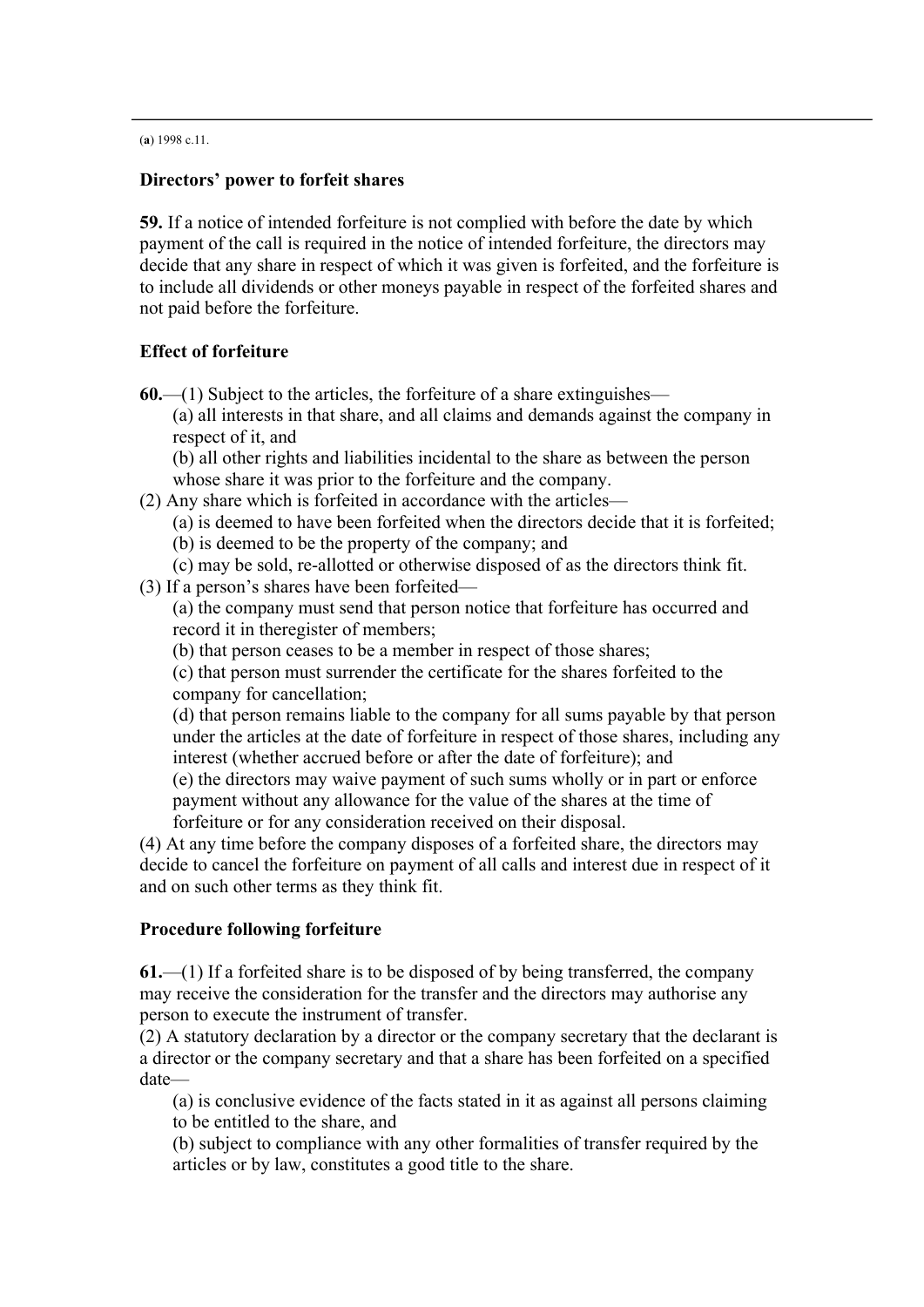(**a**) 1998 c.11.

**Directors' power to forfeit shares**

**59.** If a notice of intended forfeiture is not complied with before the date by which payment of the call is required in the notice of intended forfeiture, the directors may decide that any share in respect of which it was given is forfeited, and the forfeiture is to include all dividends or other moneys payable in respect of the forfeited shares and not paid before the forfeiture.

**Effect of forfeiture**

**60.**—(1) Subject to the articles, the forfeiture of a share extinguishes—

(a) all interests in that share, and all claims and demands against the company in respect of it, and

(b) all other rights and liabilities incidental to the share as between the person whose share it was prior to the forfeiture and the company.

(2) Any share which is forfeited in accordance with the articles—

(a) is deemed to have been forfeited when the directors decide that it is forfeited;

(b) is deemed to be the property of the company; and

(c) may be sold, re-allotted or otherwise disposed of as the directors think fit.

(3) If a person's shares have been forfeited—

(a) the company must send that person notice that forfeiture has occurred and record it in theregister of members;

(b) that person ceases to be a member in respect of those shares;

(c) that person must surrender the certificate for the shares forfeited to the company for cancellation;

(d) that person remains liable to the company for all sums payable by that person under the articles at the date of forfeiture in respect of those shares, including any interest (whether accrued before or after the date of forfeiture); and

(e) the directors may waive payment of such sums wholly or in part or enforce payment without any allowance for the value of the shares at the time of forfeiture or for any consideration received on their disposal.

(4) At any time before the company disposes of a forfeited share, the directors may decide to cancel the forfeiture on payment of all calls and interest due in respect of it and on such other terms as they think fit.

**Procedure following forfeiture**

**61.**—(1) If a forfeited share is to be disposed of by being transferred, the company may receive the consideration for the transfer and the directors may authorise any person to execute the instrument of transfer.

(2) A statutory declaration by a director or the company secretary that the declarant is a director or the company secretary and that a share has been forfeited on a specified date—

(a) is conclusive evidence of the facts stated in it as against all persons claiming to be entitled to the share, and

(b) subject to compliance with any other formalities of transfer required by the articles or by law, constitutes a good title to the share.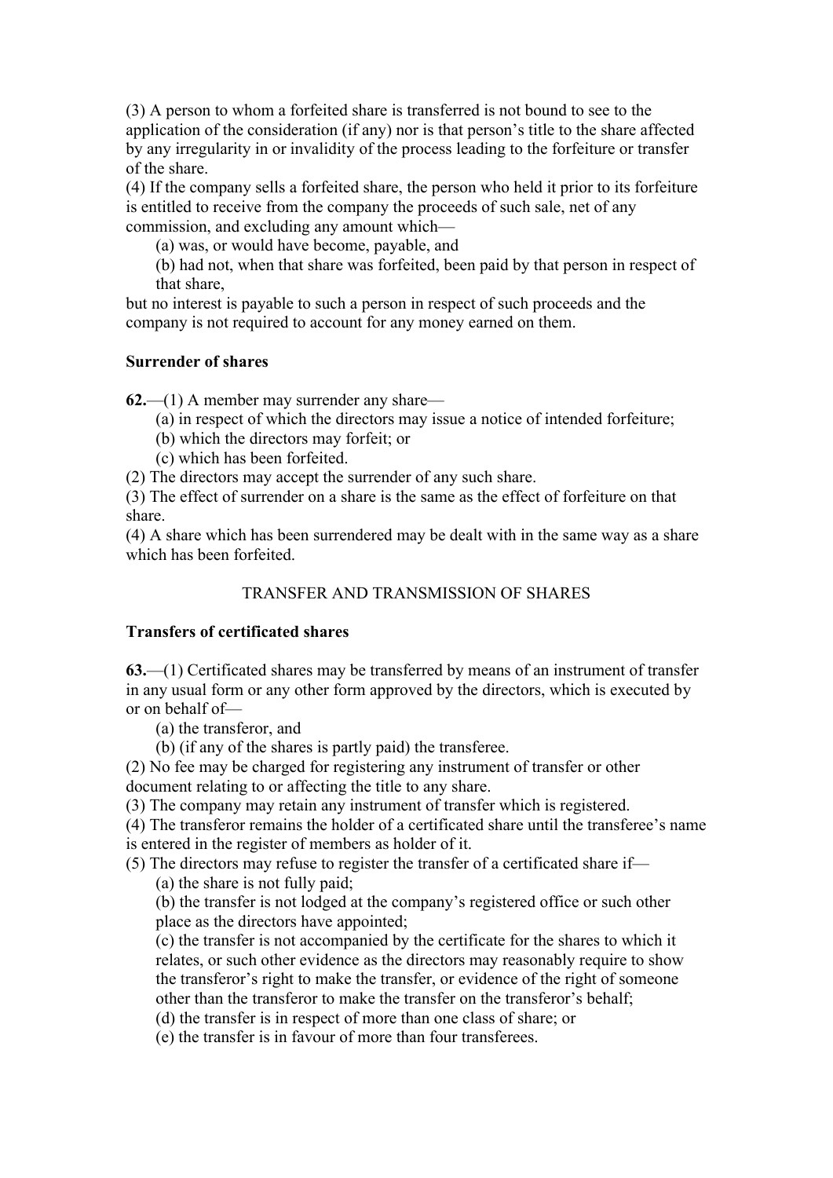(3) A person to whom a forfeited share is transferred is not bound to see to the application of the consideration (if any) nor is that person's title to the share affected by any irregularity in or invalidity of the process leading to the forfeiture or transfer of the share.

(4) If the company sells a forfeited share, the person who held it prior to its forfeiture is entitled to receive from the company the proceeds of such sale, net of any commission, and excluding any amount which—

(a) was, or would have become, payable, and

(b) had not, when that share was forfeited, been paid by that person in respect of that share,

but no interest is payable to such a person in respect of such proceeds and the company is not required to account for any money earned on them.

**Surrender of shares**

**62.**—(1) A member may surrender any share—

(a) in respect of which the directors may issue a notice of intended forfeiture;

(b) which the directors may forfeit; or

(c) which has been forfeited.

(2) The directors may accept the surrender of any such share.

(3) The effect of surrender on a share is the same as the effect of forfeiture on that share.

(4) A share which has been surrendered may be dealt with in the same way as a share which has been forfeited.

## TRANSFER AND TRANSMISSION OF SHARES

**Transfers of certificated shares**

**63.**—(1) Certificated shares may be transferred by means of an instrument of transfer in any usual form or any other form approved by the directors, which is executed by or on behalf of—

(a) the transferor, and

(b) (if any of the shares is partly paid) the transferee.

(2) No fee may be charged for registering any instrument of transfer or other document relating to or affecting the title to any share.

(3) The company may retain any instrument of transfer which is registered.

(4) The transferor remains the holder of a certificated share until the transferee's name is entered in the register of members as holder of it.

(5) The directors may refuse to register the transfer of a certificated share if—

(a) the share is not fully paid;

(b) the transfer is not lodged at the company's registered office or such other place as the directors have appointed;

(c) the transfer is not accompanied by the certificate for the shares to which it relates, or such other evidence as the directors may reasonably require to show the transferor's right to make the transfer, or evidence of the right of someone other than the transferor to make the transfer on the transferor's behalf;

(d) the transfer is in respect of more than one class of share; or

(e) the transfer is in favour of more than four transferees.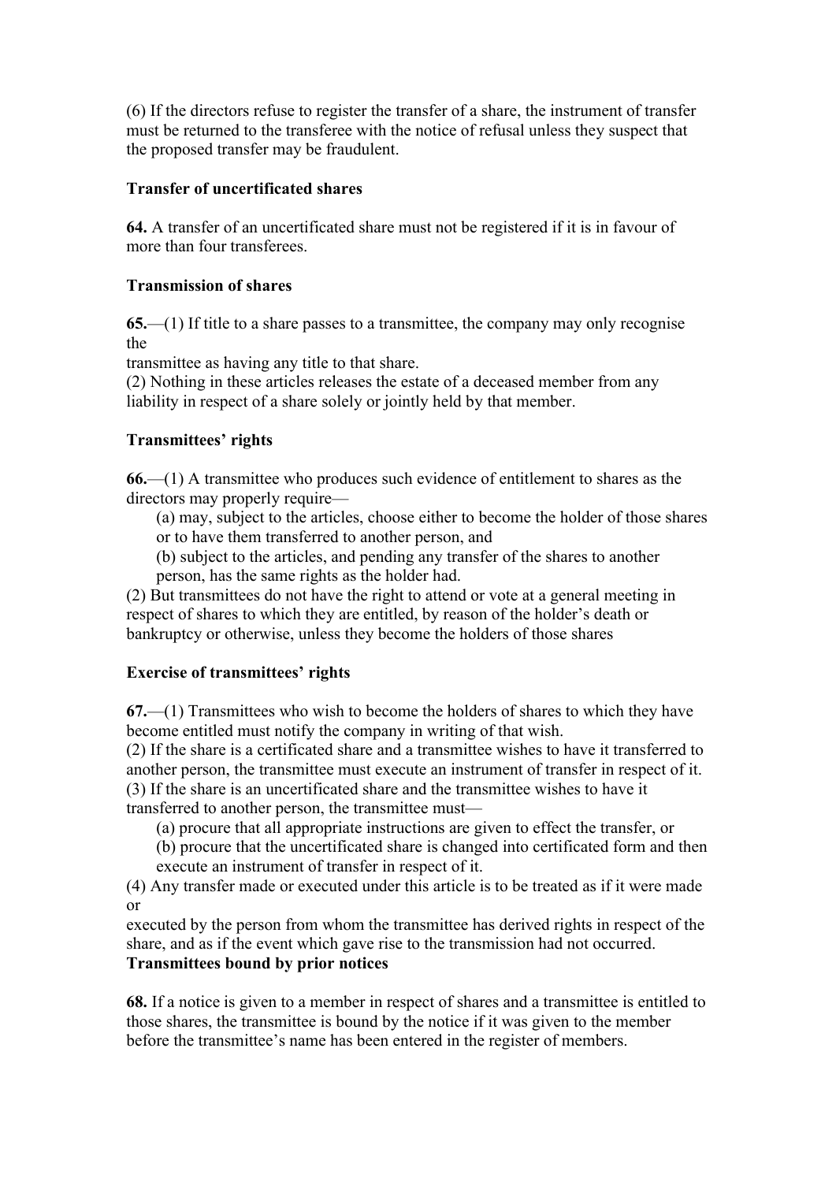(6) If the directors refuse to register the transfer of a share, the instrument of transfer must be returned to the transferee with the notice of refusal unless they suspect that the proposed transfer may be fraudulent.

**Transfer of uncertificated shares**

**64.** A transfer of an uncertificated share must not be registered if it is in favour of more than four transferees.

**Transmission of shares**

**65.**—(1) If title to a share passes to a transmittee, the company may only recognise the transmittee as having any title to that share.

(2) Nothing in these articles releases the estate of a deceased member from any liability in respect of a share solely or jointly held by that member.

**Transmittees' rights**

**66.**—(1) A transmittee who produces such evidence of entitlement to shares as the directors may properly require—

(a) may, subject to the articles, choose either to become the holder of those shares or to have them transferred to another person, and

(b) subject to the articles, and pending any transfer of the shares to another person, has the same rights as the holder had.

(2) But transmittees do not have the right to attend or vote at a general meeting in respect of shares to which they are entitled, by reason of the holder's death or bankruptcy or otherwise, unless they become the holders of those shares

**Exercise of transmittees' rights**

**67.**—(1) Transmittees who wish to become the holders of shares to which they have become entitled must notify the company in writing of that wish.

(2) If the share is a certificated share and a transmittee wishes to have it transferred to another person, the transmittee must execute an instrument of transfer in respect of it.

(3) If the share is an uncertificated share and the transmittee wishes to have it transferred to another person, the transmittee must—

(a) procure that all appropriate instructions are given to effect the transfer, or

(b) procure that the uncertificated share is changed into certificated form and then execute an instrument of transfer in respect of it.

(4) Any transfer made or executed under this article is to be treated as if it were made or executed by the person from whom the transmittee has derived rights in respect of the share, and as if the event which gave rise to the transmission had not occurred.

**Transmittees bound by prior notices**

**68.** If a notice is given to a member in respect of shares and a transmittee is entitled to those shares, the transmittee is bound by the notice if it was given to the member before the transmittee's name has been entered in the register of members.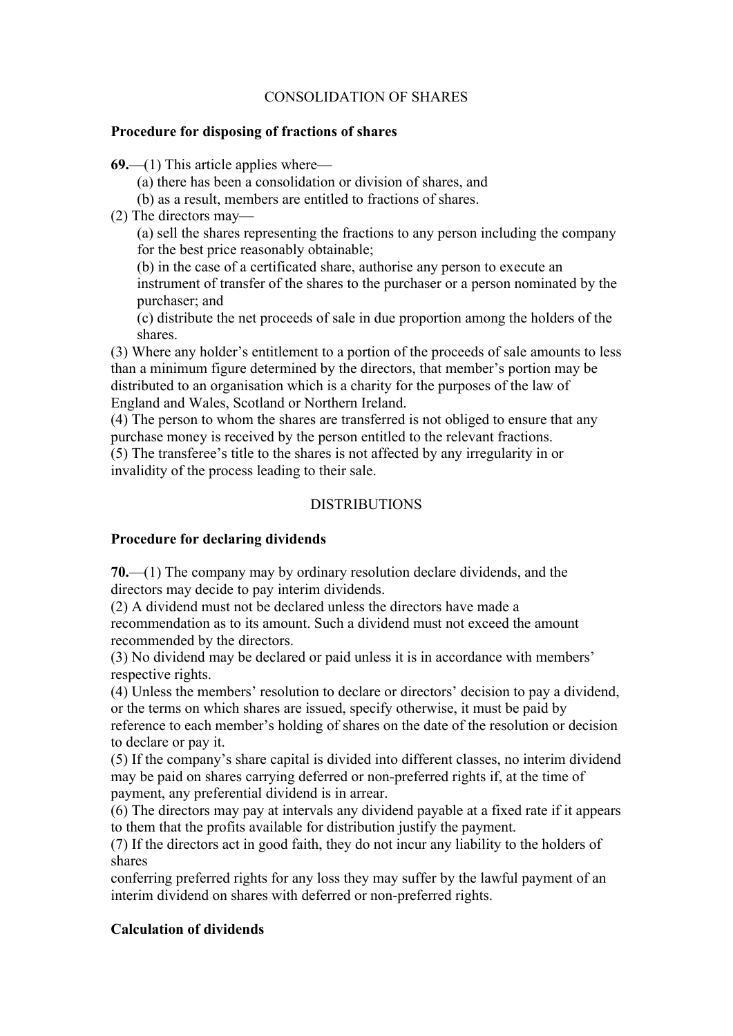CONSOLIDATION OF SHARES

**Procedure for disposing of fractions of shares**

**69.**—(1) This article applies where—

(a) there has been a consolidation or division of shares, and

(b) as a result, members are entitled to fractions of shares.

(2) The directors may—

(a) sell the shares representing the fractions to any person including the company for the best price reasonably obtainable;

(b) in the case of a certificated share, authorise any person to execute an instrument of transfer of the shares to the purchaser or a person nominated by the purchaser; and

(c) distribute the net proceeds of sale in due proportion among the holders of the shares.

(3) Where any holder's entitlement to a portion of the proceeds of sale amounts to less than a minimum figure determined by the directors, that member's portion may be distributed to an organisation which is a charity for the purposes of the law of England and Wales, Scotland or Northern Ireland.

(4) The person to whom the shares are transferred is not obliged to ensure that any purchase money is received by the person entitled to the relevant fractions.

(5) The transferee's title to the shares is not affected by any irregularity in or invalidity of the process leading to their sale.

DISTRIBUTIONS

**Procedure for declaring dividends**

**70.**—(1) The company may by ordinary resolution declare dividends, and the directors may decide to pay interim dividends.

(2) A dividend must not be declared unless the directors have made a recommendation as to its amount. Such a dividend must not exceed the amount recommended by the directors.

(3) No dividend may be declared or paid unless it is in accordance with members' respective rights.

(4) Unless the members' resolution to declare or directors' decision to pay a dividend, or the terms on which shares are issued, specify otherwise, it must be paid by reference to each member's holding of shares on the date of the resolution or decision to declare or pay it.

(5) If the company's share capital is divided into different classes, no interim dividend may be paid on shares carrying deferred or non-preferred rights if, at the time of payment, any preferential dividend is in arrear.

(6) The directors may pay at intervals any dividend payable at a fixed rate if it appears to them that the profits available for distribution justify the payment.

(7) If the directors act in good faith, they do not incur any liability to the holders of shares
conferring preferred rights for any loss they may suffer by the lawful payment of an interim dividend on shares with deferred or non-preferred rights.

**Calculation of dividends**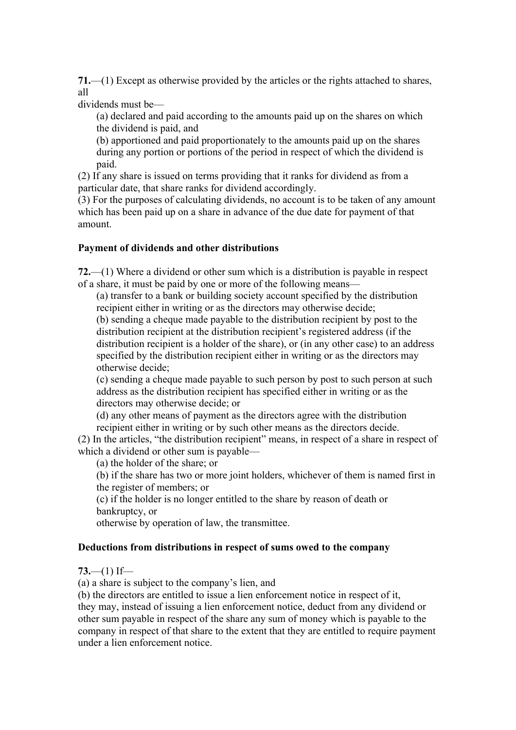**71.**—(1) Except as otherwise provided by the articles or the rights attached to shares, all dividends must be—

(a) declared and paid according to the amounts paid up on the shares on which the dividend is paid, and

(b) apportioned and paid proportionately to the amounts paid up on the shares during any portion or portions of the period in respect of which the dividend is paid.

(2) If any share is issued on terms providing that it ranks for dividend as from a particular date, that share ranks for dividend accordingly.

(3) For the purposes of calculating dividends, no account is to be taken of any amount which has been paid up on a share in advance of the due date for payment of that amount.

**Payment of dividends and other distributions**

**72.**—(1) Where a dividend or other sum which is a distribution is payable in respect of a share, it must be paid by one or more of the following means—

(a) transfer to a bank or building society account specified by the distribution recipient either in writing or as the directors may otherwise decide;

(b) sending a cheque made payable to the distribution recipient by post to the distribution recipient at the distribution recipient's registered address (if the distribution recipient is a holder of the share), or (in any other case) to an address specified by the distribution recipient either in writing or as the directors may otherwise decide;

(c) sending a cheque made payable to such person by post to such person at such address as the distribution recipient has specified either in writing or as the directors may otherwise decide; or

(d) any other means of payment as the directors agree with the distribution recipient either in writing or by such other means as the directors decide.

(2) In the articles, "the distribution recipient" means, in respect of a share in respect of which a dividend or other sum is payable—

(a) the holder of the share; or

(b) if the share has two or more joint holders, whichever of them is named first in the register of members; or

(c) if the holder is no longer entitled to the share by reason of death or bankruptcy, or otherwise by operation of law, the transmittee.

**Deductions from distributions in respect of sums owed to the company**

**73.**—(1) If—

(a) a share is subject to the company's lien, and

(b) the directors are entitled to issue a lien enforcement notice in respect of it,

they may, instead of issuing a lien enforcement notice, deduct from any dividend or other sum payable in respect of the share any sum of money which is payable to the company in respect of that share to the extent that they are entitled to require payment under a lien enforcement notice.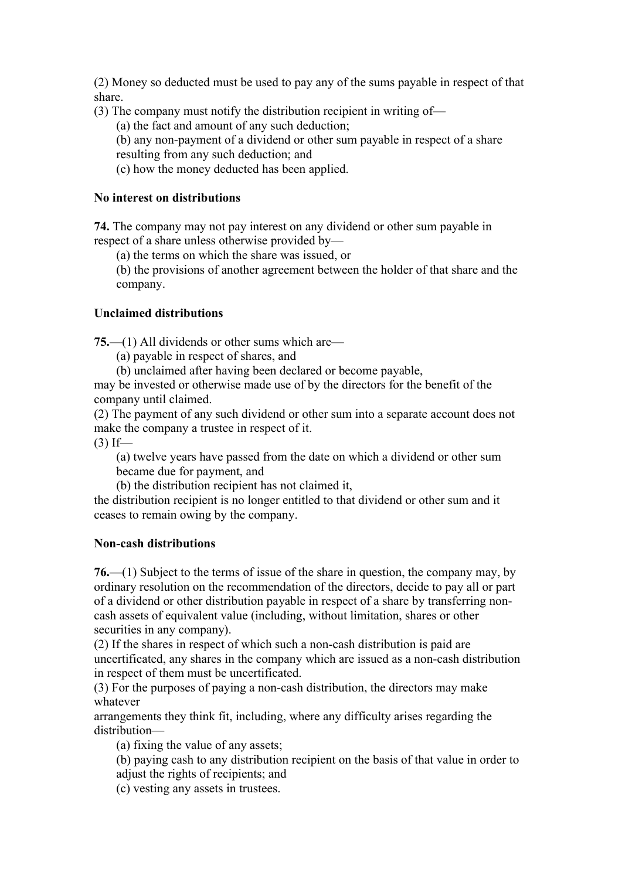(2) Money so deducted must be used to pay any of the sums payable in respect of that share.

(3) The company must notify the distribution recipient in writing of—

(a) the fact and amount of any such deduction;

(b) any non-payment of a dividend or other sum payable in respect of a share resulting from any such deduction; and

(c) how the money deducted has been applied.

**No interest on distributions**

**74.** The company may not pay interest on any dividend or other sum payable in respect of a share unless otherwise provided by—

(a) the terms on which the share was issued, or

(b) the provisions of another agreement between the holder of that share and the company.

**Unclaimed distributions**

**75.**—(1) All dividends or other sums which are—

(a) payable in respect of shares, and

(b) unclaimed after having been declared or become payable,

may be invested or otherwise made use of by the directors for the benefit of the company until claimed.

(2) The payment of any such dividend or other sum into a separate account does not make the company a trustee in respect of it.

(3) If—

(a) twelve years have passed from the date on which a dividend or other sum became due for payment, and

(b) the distribution recipient has not claimed it,

the distribution recipient is no longer entitled to that dividend or other sum and it ceases to remain owing by the company.

**Non-cash distributions**

**76.**—(1) Subject to the terms of issue of the share in question, the company may, by ordinary resolution on the recommendation of the directors, decide to pay all or part of a dividend or other distribution payable in respect of a share by transferring non-cash assets of equivalent value (including, without limitation, shares or other securities in any company).

(2) If the shares in respect of which such a non-cash distribution is paid are uncertificated, any shares in the company which are issued as a non-cash distribution in respect of them must be uncertificated.

(3) For the purposes of paying a non-cash distribution, the directors may make whatever arrangements they think fit, including, where any difficulty arises regarding the distribution—

(a) fixing the value of any assets;

(b) paying cash to any distribution recipient on the basis of that value in order to adjust the rights of recipients; and

(c) vesting any assets in trustees.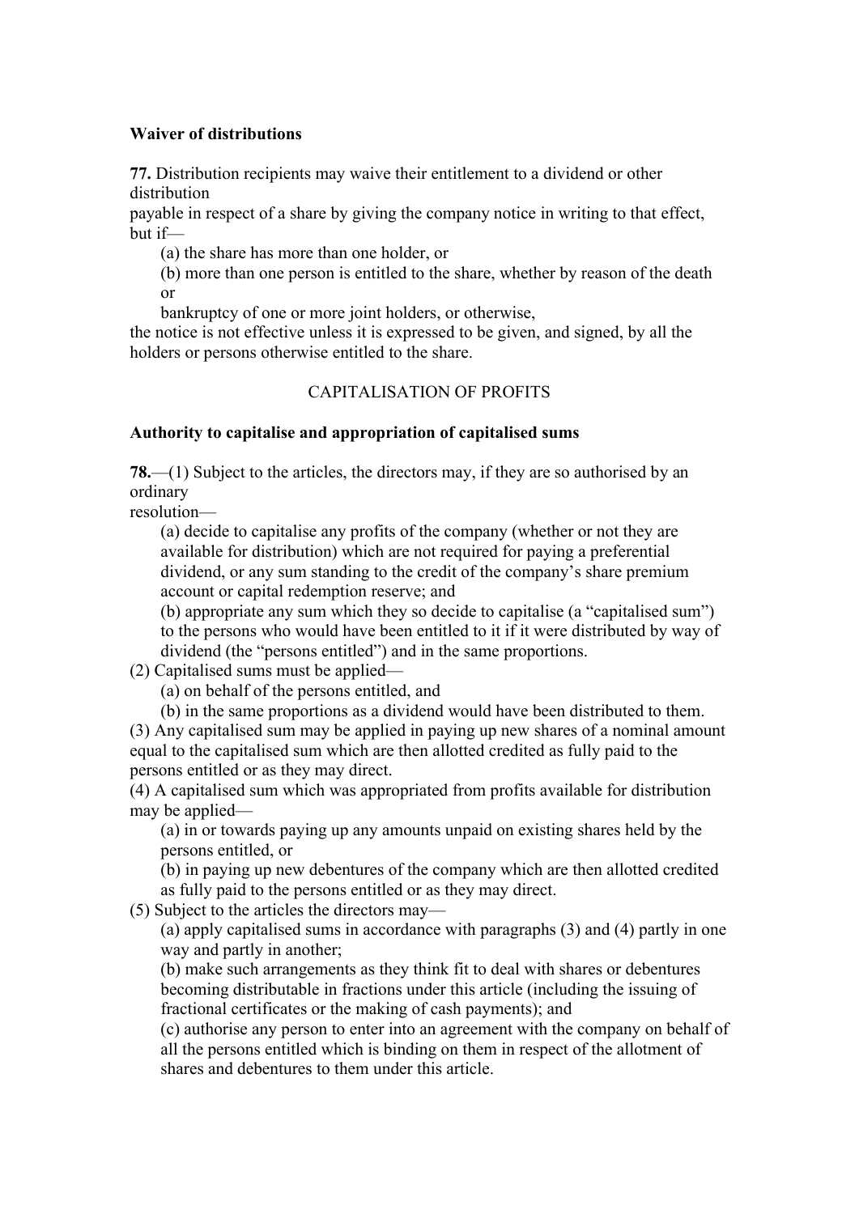**Waiver of distributions**

**77.** Distribution recipients may waive their entitlement to a dividend or other distribution payable in respect of a share by giving the company notice in writing to that effect, but if—

(a) the share has more than one holder, or

(b) more than one person is entitled to the share, whether by reason of the death or bankruptcy of one or more joint holders, or otherwise,

the notice is not effective unless it is expressed to be given, and signed, by all the holders or persons otherwise entitled to the share.

CAPITALISATION OF PROFITS

**Authority to capitalise and appropriation of capitalised sums**

**78.**—(1) Subject to the articles, the directors may, if they are so authorised by an ordinary resolution—

(a) decide to capitalise any profits of the company (whether or not they are available for distribution) which are not required for paying a preferential dividend, or any sum standing to the credit of the company's share premium account or capital redemption reserve; and

(b) appropriate any sum which they so decide to capitalise (a "capitalised sum") to the persons who would have been entitled to it if it were distributed by way of dividend (the "persons entitled") and in the same proportions.

(2) Capitalised sums must be applied—

(a) on behalf of the persons entitled, and

(b) in the same proportions as a dividend would have been distributed to them.

(3) Any capitalised sum may be applied in paying up new shares of a nominal amount equal to the capitalised sum which are then allotted credited as fully paid to the persons entitled or as they may direct.

(4) A capitalised sum which was appropriated from profits available for distribution may be applied—

(a) in or towards paying up any amounts unpaid on existing shares held by the persons entitled, or

(b) in paying up new debentures of the company which are then allotted credited as fully paid to the persons entitled or as they may direct.

(5) Subject to the articles the directors may—

(a) apply capitalised sums in accordance with paragraphs (3) and (4) partly in one way and partly in another;

(b) make such arrangements as they think fit to deal with shares or debentures becoming distributable in fractions under this article (including the issuing of fractional certificates or the making of cash payments); and

(c) authorise any person to enter into an agreement with the company on behalf of all the persons entitled which is binding on them in respect of the allotment of shares and debentures to them under this article.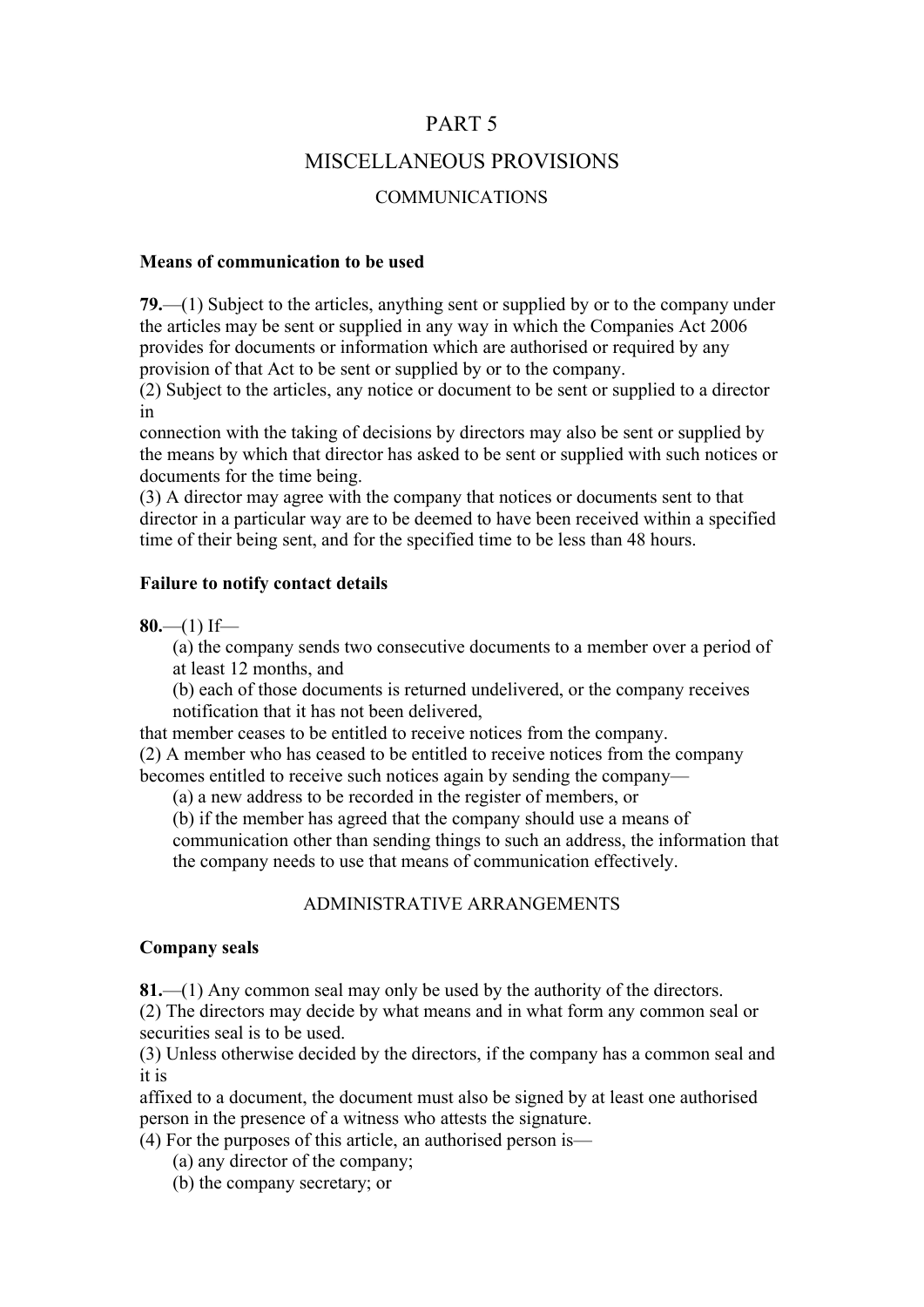# PART 5

# MISCELLANEOUS PROVISIONS

## COMMUNICATIONS

**Means of communication to be used**

**79.**—(1) Subject to the articles, anything sent or supplied by or to the company under the articles may be sent or supplied in any way in which the Companies Act 2006 provides for documents or information which are authorised or required by any provision of that Act to be sent or supplied by or to the company.
(2) Subject to the articles, any notice or document to be sent or supplied to a director in
connection with the taking of decisions by directors may also be sent or supplied by the means by which that director has asked to be sent or supplied with such notices or documents for the time being.
(3) A director may agree with the company that notices or documents sent to that director in a particular way are to be deemed to have been received within a specified time of their being sent, and for the specified time to be less than 48 hours.

**Failure to notify contact details**

**80.**—(1) If—

(a) the company sends two consecutive documents to a member over a period of at least 12 months, and

(b) each of those documents is returned undelivered, or the company receives notification that it has not been delivered,

that member ceases to be entitled to receive notices from the company.
(2) A member who has ceased to be entitled to receive notices from the company becomes entitled to receive such notices again by sending the company—

(a) a new address to be recorded in the register of members, or

(b) if the member has agreed that the company should use a means of communication other than sending things to such an address, the information that the company needs to use that means of communication effectively.

## ADMINISTRATIVE ARRANGEMENTS

**Company seals**

**81.**—(1) Any common seal may only be used by the authority of the directors.
(2) The directors may decide by what means and in what form any common seal or securities seal is to be used.
(3) Unless otherwise decided by the directors, if the company has a common seal and it is
affixed to a document, the document must also be signed by at least one authorised person in the presence of a witness who attests the signature.
(4) For the purposes of this article, an authorised person is—

(a) any director of the company;

(b) the company secretary; or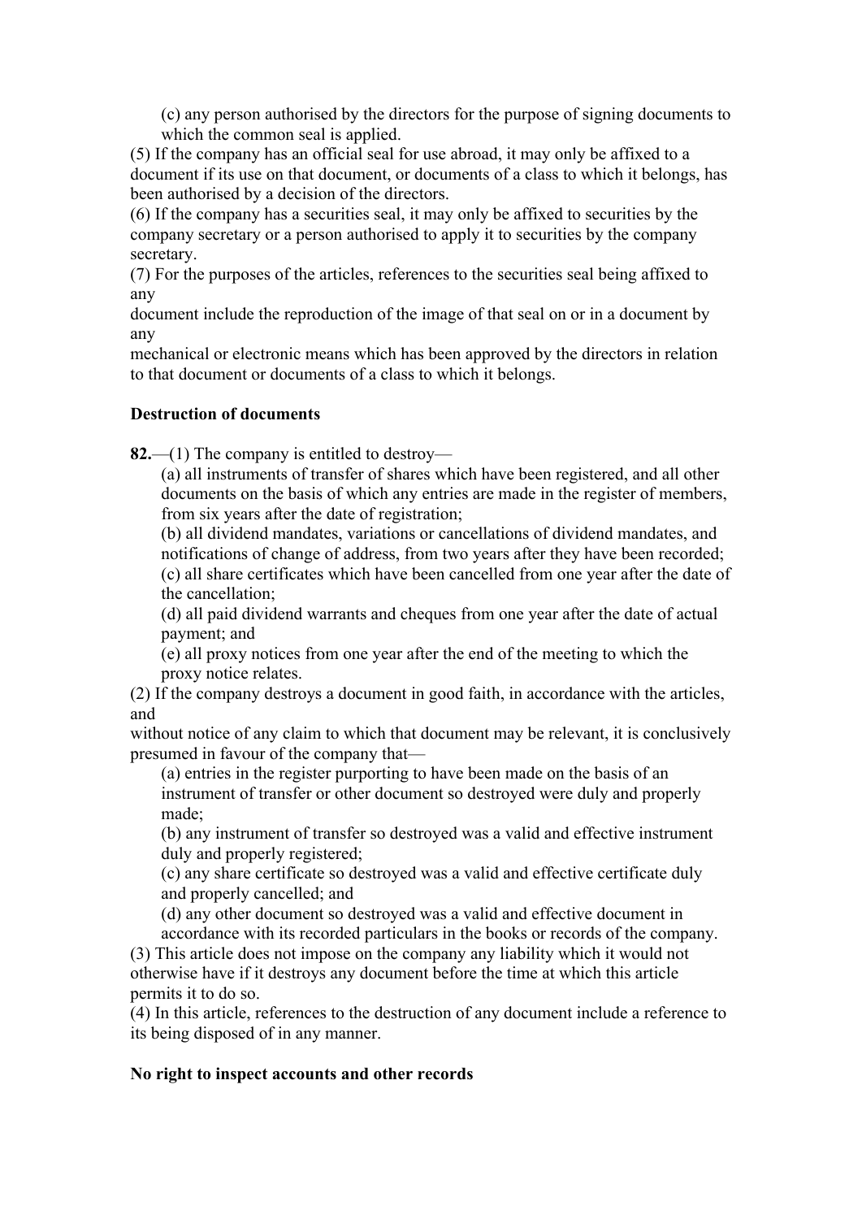(c) any person authorised by the directors for the purpose of signing documents to which the common seal is applied.

(5) If the company has an official seal for use abroad, it may only be affixed to a document if its use on that document, or documents of a class to which it belongs, has been authorised by a decision of the directors.

(6) If the company has a securities seal, it may only be affixed to securities by the company secretary or a person authorised to apply it to securities by the company secretary.

(7) For the purposes of the articles, references to the securities seal being affixed to any document include the reproduction of the image of that seal on or in a document by any mechanical or electronic means which has been approved by the directors in relation to that document or documents of a class to which it belongs.

**Destruction of documents**

**82.**—(1) The company is entitled to destroy—

(a) all instruments of transfer of shares which have been registered, and all other documents on the basis of which any entries are made in the register of members, from six years after the date of registration;

(b) all dividend mandates, variations or cancellations of dividend mandates, and notifications of change of address, from two years after they have been recorded;

(c) all share certificates which have been cancelled from one year after the date of the cancellation;

(d) all paid dividend warrants and cheques from one year after the date of actual payment; and

(e) all proxy notices from one year after the end of the meeting to which the proxy notice relates.

(2) If the company destroys a document in good faith, in accordance with the articles, and without notice of any claim to which that document may be relevant, it is conclusively presumed in favour of the company that—

(a) entries in the register purporting to have been made on the basis of an instrument of transfer or other document so destroyed were duly and properly made;

(b) any instrument of transfer so destroyed was a valid and effective instrument duly and properly registered;

(c) any share certificate so destroyed was a valid and effective certificate duly and properly cancelled; and

(d) any other document so destroyed was a valid and effective document in accordance with its recorded particulars in the books or records of the company.

(3) This article does not impose on the company any liability which it would not otherwise have if it destroys any document before the time at which this article permits it to do so.

(4) In this article, references to the destruction of any document include a reference to its being disposed of in any manner.

**No right to inspect accounts and other records**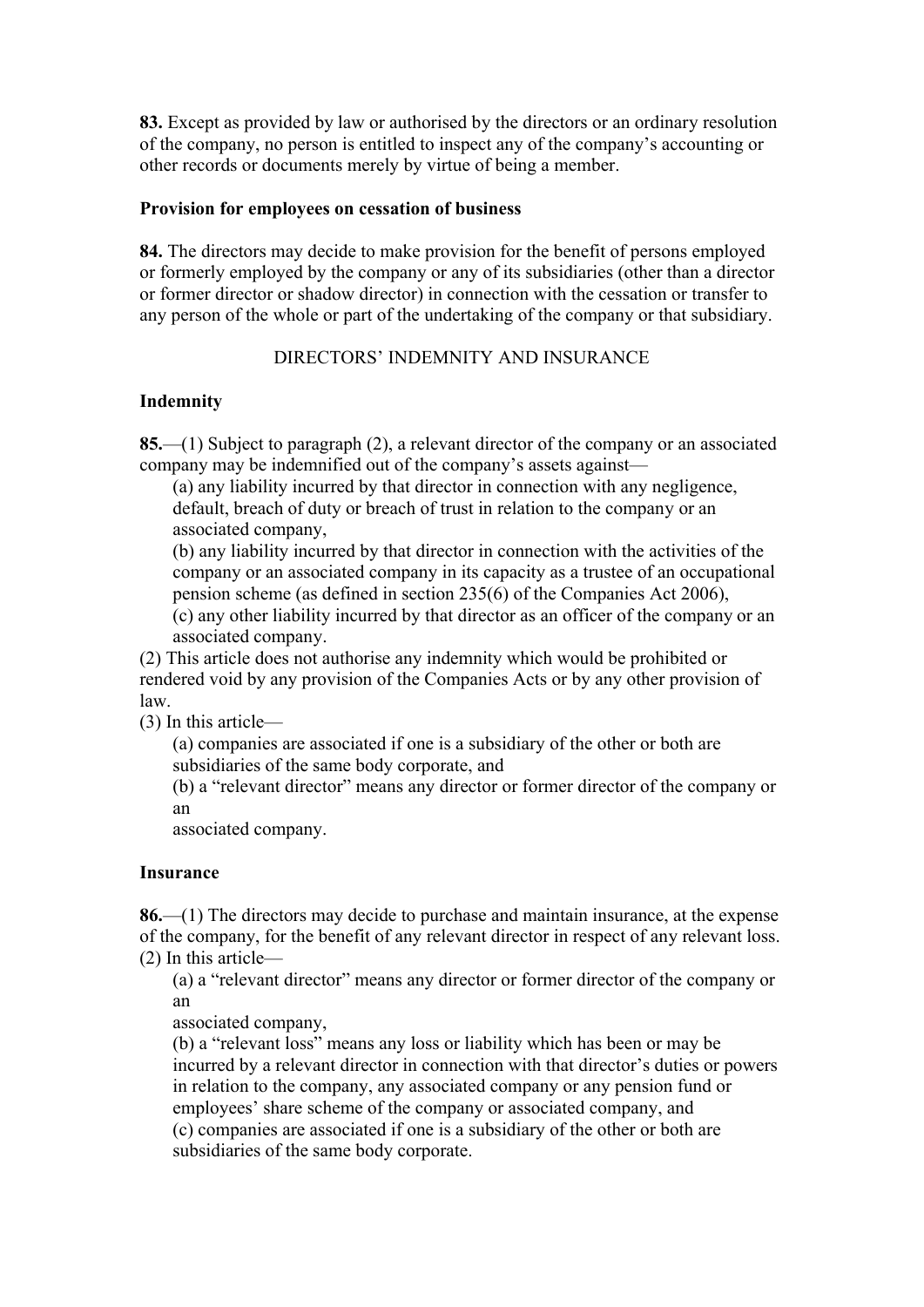**83.** Except as provided by law or authorised by the directors or an ordinary resolution of the company, no person is entitled to inspect any of the company's accounting or other records or documents merely by virtue of being a member.

**Provision for employees on cessation of business**

**84.** The directors may decide to make provision for the benefit of persons employed or formerly employed by the company or any of its subsidiaries (other than a director or former director or shadow director) in connection with the cessation or transfer to any person of the whole or part of the undertaking of the company or that subsidiary.

## DIRECTORS' INDEMNITY AND INSURANCE

**Indemnity**

**85.**—(1) Subject to paragraph (2), a relevant director of the company or an associated company may be indemnified out of the company's assets against—

(a) any liability incurred by that director in connection with any negligence, default, breach of duty or breach of trust in relation to the company or an associated company,

(b) any liability incurred by that director in connection with the activities of the company or an associated company in its capacity as a trustee of an occupational pension scheme (as defined in section 235(6) of the Companies Act 2006),

(c) any other liability incurred by that director as an officer of the company or an associated company.

(2) This article does not authorise any indemnity which would be prohibited or rendered void by any provision of the Companies Acts or by any other provision of law.

(3) In this article—

(a) companies are associated if one is a subsidiary of the other or both are subsidiaries of the same body corporate, and

(b) a "relevant director" means any director or former director of the company or an associated company.

**Insurance**

**86.**—(1) The directors may decide to purchase and maintain insurance, at the expense of the company, for the benefit of any relevant director in respect of any relevant loss.

(2) In this article—

(a) a "relevant director" means any director or former director of the company or an associated company,

(b) a "relevant loss" means any loss or liability which has been or may be incurred by a relevant director in connection with that director's duties or powers in relation to the company, any associated company or any pension fund or employees' share scheme of the company or associated company, and

(c) companies are associated if one is a subsidiary of the other or both are subsidiaries of the same body corporate.